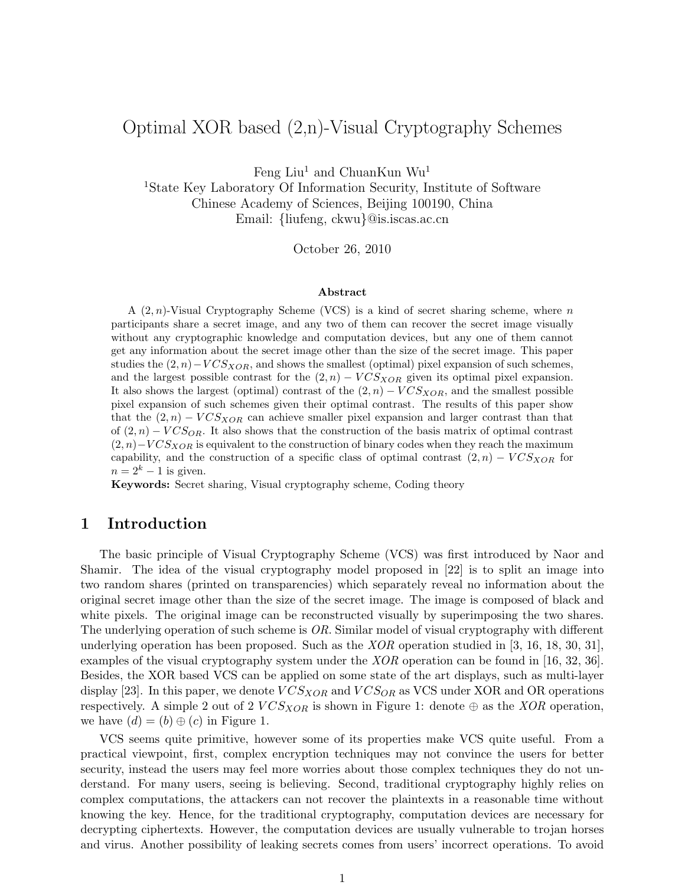# Optimal XOR based (2,n)-Visual Cryptography Schemes

Feng Liu[1] and ChuanKun Wu[1]

[1]State Key Laboratory Of Information Security, Institute of Software
Chinese Academy of Sciences, Beijing 100190, China
Email: {liufeng, ckwu}@is.iscas.ac.cn

October 26, 2010

### Abstract

A $(2, n)$-Visual Cryptography Scheme (VCS) is a kind of secret sharing scheme, where $n$ participants share a secret image, and any two of them can recover the secret image visually without any cryptographic knowledge and computation devices, but any one of them cannot get any information about the secret image other than the size of the secret image. This paper studies the $(2, n)-VCS_{XOR}$, and shows the smallest (optimal) pixel expansion of such schemes, and the largest possible contrast for the $(2, n) - VCS_{XOR}$ given its optimal pixel expansion. It also shows the largest (optimal) contrast of the $(2, n) - VCS_{XOR}$, and the smallest possible pixel expansion of such schemes given their optimal contrast. The results of this paper show that the $(2, n) - VCS_{XOR}$ can achieve smaller pixel expansion and larger contrast than that of $(2, n) - VCS_{OR}$. It also shows that the construction of the basis matrix of optimal contrast $(2, n)-VCS_{XOR}$ is equivalent to the construction of binary codes when they reach the maximum capability, and the construction of a specific class of optimal contrast $(2, n) - VCS_{XOR}$ for $n = 2^k - 1$ is given.

**Keywords:** Secret sharing, Visual cryptography scheme, Coding theory

## 1 Introduction

The basic principle of Visual Cryptography Scheme (VCS) was first introduced by Naor and Shamir. The idea of the visual cryptography model proposed in [22] is to split an image into two random shares (printed on transparencies) which separately reveal no information about the original secret image other than the size of the secret image. The image is composed of black and white pixels. The original image can be reconstructed visually by superimposing the two shares. The underlying operation of such scheme is *OR*. Similar model of visual cryptography with different underlying operation has been proposed. Such as the *XOR* operation studied in [3, 16, 18, 30, 31], examples of the visual cryptography system under the *XOR* operation can be found in [16, 32, 36]. Besides, the XOR based VCS can be applied on some state of the art displays, such as multi-layer display [23]. In this paper, we denote $VCS_{XOR}$ and $VCS_{OR}$ as VCS under XOR and OR operations respectively. A simple 2 out of 2 $VCS_{XOR}$ is shown in Figure 1: denote $\oplus$ as the *XOR* operation, we have $(d) = (b) \oplus (c)$ in Figure 1.

VCS seems quite primitive, however some of its properties make VCS quite useful. From a practical viewpoint, first, complex encryption techniques may not convince the users for better security, instead the users may feel more worries about those complex techniques they do not understand. For many users, seeing is believing. Second, traditional cryptography highly relies on complex computations, the attackers can not recover the plaintexts in a reasonable time without knowing the key. Hence, for the traditional cryptography, computation devices are necessary for decrypting ciphertexts. However, the computation devices are usually vulnerable to trojan horses and virus. Another possibility of leaking secrets comes from users' incorrect operations. To avoid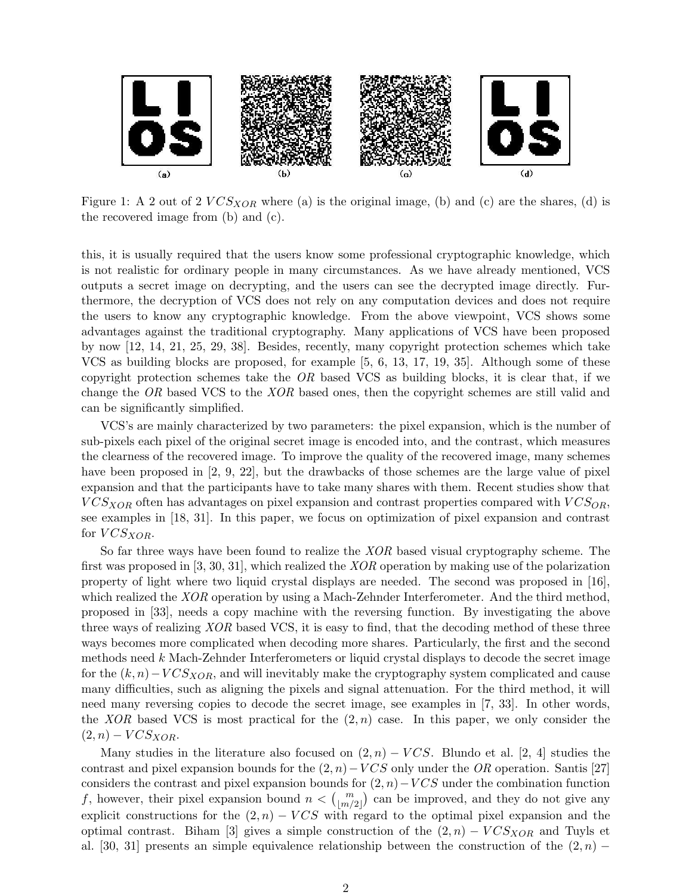Figure 1: A 2 out of 2 $VCS_{XOR}$ where (a) is the original image, (b) and (c) are the shares, (d) is the recovered image from (b) and (c).

this, it is usually required that the users know some professional cryptographic knowledge, which is not realistic for ordinary people in many circumstances. As we have already mentioned, VCS outputs a secret image on decrypting, and the users can see the decrypted image directly. Furthermore, the decryption of VCS does not rely on any computation devices and does not require the users to know any cryptographic knowledge. From the above viewpoint, VCS shows some advantages against the traditional cryptography. Many applications of VCS have been proposed by now [12, 14, 21, 25, 29, 38]. Besides, recently, many copyright protection schemes which take VCS as building blocks are proposed, for example [5, 6, 13, 17, 19, 35]. Although some of these copyright protection schemes take the *OR* based VCS as building blocks, it is clear that, if we change the *OR* based VCS to the *XOR* based ones, then the copyright schemes are still valid and can be significantly simplified.

VCS's are mainly characterized by two parameters: the pixel expansion, which is the number of sub-pixels each pixel of the original secret image is encoded into, and the contrast, which measures the clearness of the recovered image. To improve the quality of the recovered image, many schemes have been proposed in [2, 9, 22], but the drawbacks of those schemes are the large value of pixel expansion and that the participants have to take many shares with them. Recent studies show that $VCS_{XOR}$ often has advantages on pixel expansion and contrast properties compared with $VCS_{OR}$, see examples in [18, 31]. In this paper, we focus on optimization of pixel expansion and contrast for $VCS_{XOR}$.

So far three ways have been found to realize the *XOR* based visual cryptography scheme. The first was proposed in [3, 30, 31], which realized the *XOR* operation by making use of the polarization property of light where two liquid crystal displays are needed. The second was proposed in [16], which realized the *XOR* operation by using a Mach-Zehnder Interferometer. And the third method, proposed in [33], needs a copy machine with the reversing function. By investigating the above three ways of realizing *XOR* based VCS, it is easy to find, that the decoding method of these three ways becomes more complicated when decoding more shares. Particularly, the first and the second methods need $k$ Mach-Zehnder Interferometers or liquid crystal displays to decode the secret image for the $(k, n)-VCS_{XOR}$, and will inevitably make the cryptography system complicated and cause many difficulties, such as aligning the pixels and signal attenuation. For the third method, it will need many reversing copies to decode the secret image, see examples in [7, 33]. In other words, the *XOR* based VCS is most practical for the $(2, n)$ case. In this paper, we only consider the $(2, n)-VCS_{XOR}$.

Many studies in the literature also focused on $(2, n)-VCS$. Blundo et al. [2, 4] studies the contrast and pixel expansion bounds for the $(2, n)-VCS$ only under the *OR* operation. Santis [27] considers the contrast and pixel expansion bounds for $(2, n)-VCS$ under the combination function $f$, however, their pixel expansion bound $n < \binom{m}{\lfloor m/2 \rfloor}$ can be improved, and they do not give any explicit constructions for the $(2, n)-VCS$ with regard to the optimal pixel expansion and the optimal contrast. Biham [3] gives a simple construction of the $(2, n)-VCS_{XOR}$ and Tuyls et al. [30, 31] presents an simple equivalence relationship between the construction of the $(2, n)-$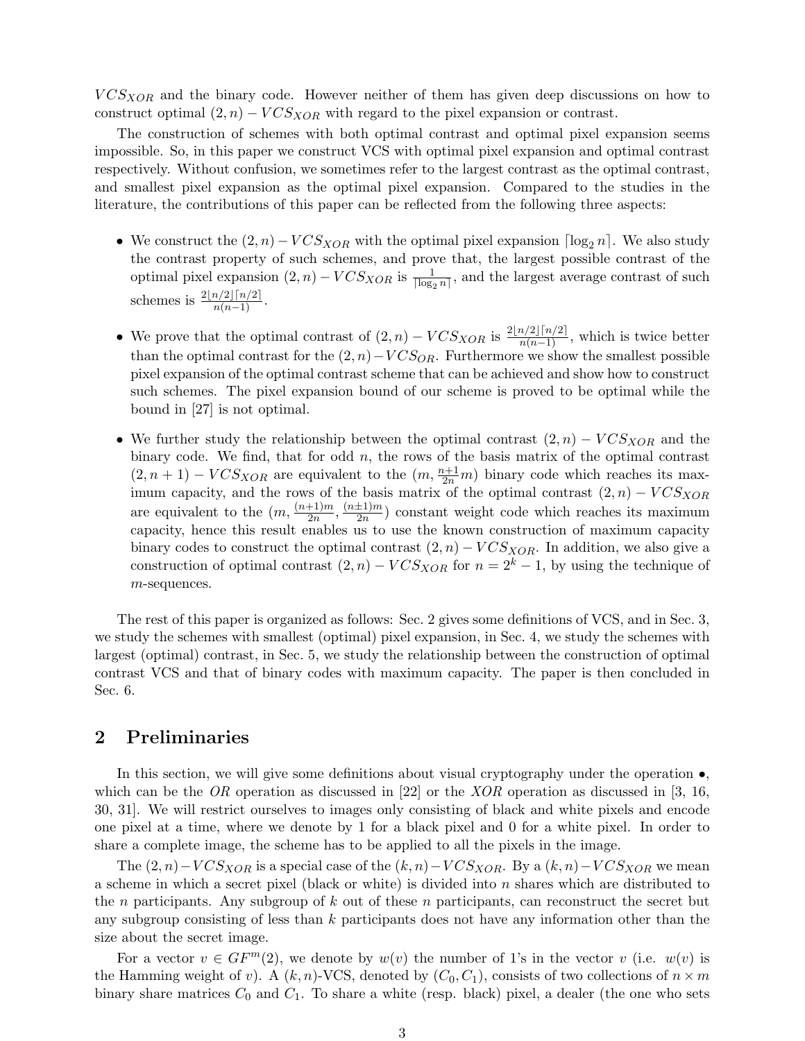$VCS_{XOR}$ and the binary code. However neither of them has given deep discussions on how to construct optimal $(2,n)-VCS_{XOR}$ with regard to the pixel expansion or contrast.

The construction of schemes with both optimal contrast and optimal pixel expansion seems impossible. So, in this paper we construct VCS with optimal pixel expansion and optimal contrast respectively. Without confusion, we sometimes refer to the largest contrast as the optimal contrast, and smallest pixel expansion as the optimal pixel expansion. Compared to the studies in the literature, the contributions of this paper can be reflected from the following three aspects:

- We construct the $(2,n)-VCS_{XOR}$ with the optimal pixel expansion $\lceil \log_2 n \rceil$. We also study the contrast property of such schemes, and prove that, the largest possible contrast of the optimal pixel expansion $(2,n)-VCS_{XOR}$ is $\frac{1}{\lceil \log_2 n \rceil}$, and the largest average contrast of such schemes is $\frac{2\lfloor n/2 \rfloor \lceil n/2 \rceil}{n(n-1)}$.
- We prove that the optimal contrast of $(2,n)-VCS_{XOR}$ is $\frac{2\lfloor n/2 \rfloor \lceil n/2 \rceil}{n(n-1)}$, which is twice better than the optimal contrast for the $(2,n)-VCS_{OR}$. Furthermore we show the smallest possible pixel expansion of the optimal contrast scheme that can be achieved and show how to construct such schemes. The pixel expansion bound of our scheme is proved to be optimal while the bound in [27] is not optimal.
- We further study the relationship between the optimal contrast $(2,n)-VCS_{XOR}$ and the binary code. We find, that for odd $n$, the rows of the basis matrix of the optimal contrast $(2,n+1)-VCS_{XOR}$ are equivalent to the $(m, \frac{n+1}{2n}m)$ binary code which reaches its maximum capacity, and the rows of the basis matrix of the optimal contrast $(2,n)-VCS_{XOR}$ are equivalent to the $(m, \frac{(n+1)m}{2n}, \frac{(n\pm1)m}{2n})$ constant weight code which reaches its maximum capacity, hence this result enables us to use the known construction of maximum capacity binary codes to construct the optimal contrast $(2,n)-VCS_{XOR}$. In addition, we also give a construction of optimal contrast $(2,n)-VCS_{XOR}$ for $n = 2^k - 1$, by using the technique of $m$-sequences.

The rest of this paper is organized as follows: Sec. 2 gives some definitions of VCS, and in Sec. 3, we study the schemes with smallest (optimal) pixel expansion, in Sec. 4, we study the schemes with largest (optimal) contrast, in Sec. 5, we study the relationship between the construction of optimal contrast VCS and that of binary codes with maximum capacity. The paper is then concluded in Sec. 6.

## 2 Preliminaries

In this section, we will give some definitions about visual cryptography under the operation $\bullet$, which can be the *OR* operation as discussed in [22] or the *XOR* operation as discussed in [3, 16, 30, 31]. We will restrict ourselves to images only consisting of black and white pixels and encode one pixel at a time, where we denote by 1 for a black pixel and 0 for a white pixel. In order to share a complete image, the scheme has to be applied to all the pixels in the image.

The $(2,n)-VCS_{XOR}$ is a special case of the $(k,n)-VCS_{XOR}$. By a $(k,n)-VCS_{XOR}$ we mean a scheme in which a secret pixel (black or white) is divided into $n$ shares which are distributed to the $n$ participants. Any subgroup of $k$ out of these $n$ participants, can reconstruct the secret but any subgroup consisting of less than $k$ participants does not have any information other than the size about the secret image.

For a vector $v \in GF^m(2)$, we denote by $w(v)$ the number of 1's in the vector $v$ (i.e. $w(v)$ is the Hamming weight of $v$). A $(k,n)$-VCS, denoted by $(C_0, C_1)$, consists of two collections of $n \times m$ binary share matrices $C_0$ and $C_1$. To share a white (resp. black) pixel, a dealer (the one who sets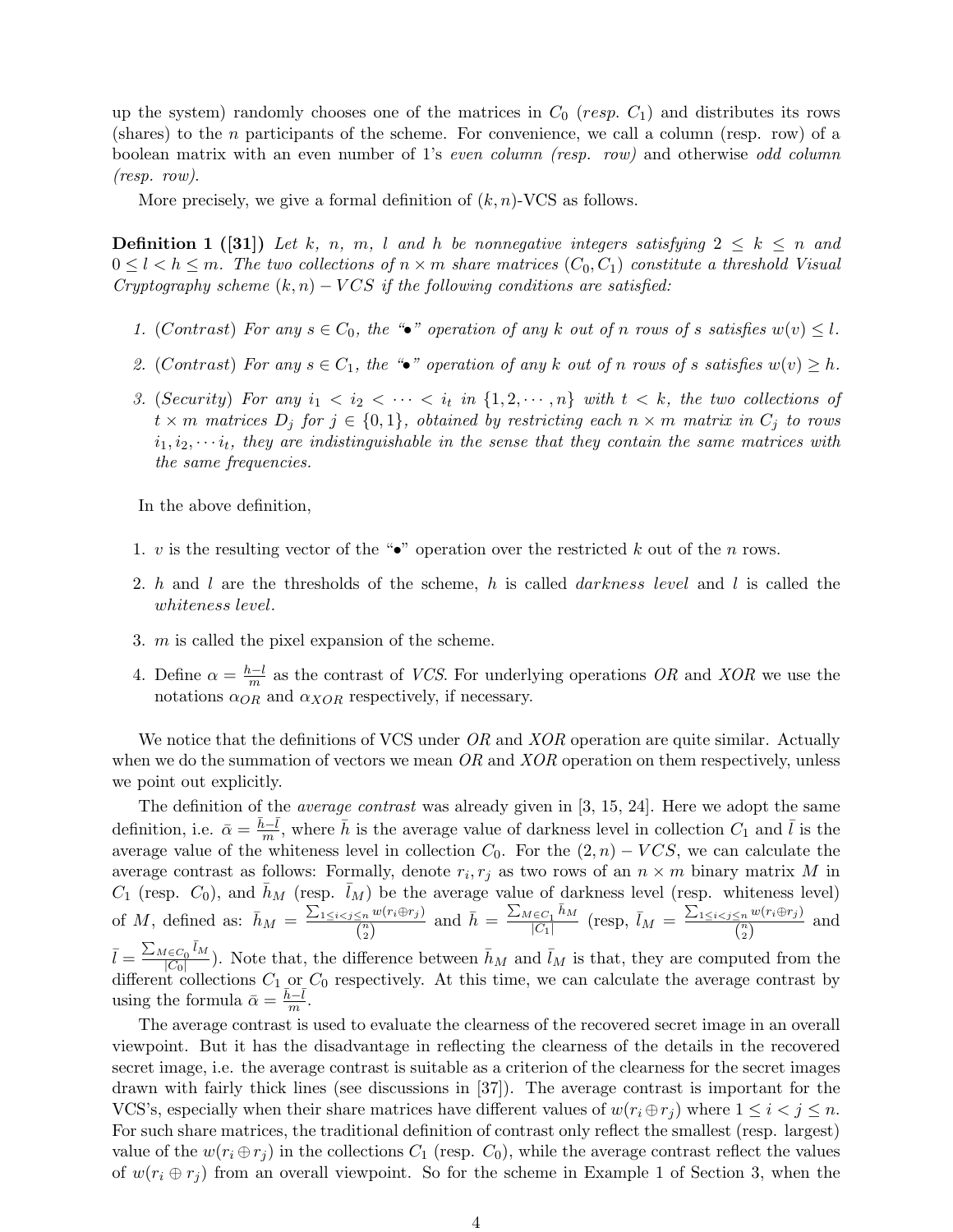up the system) randomly chooses one of the matrices in $C_0$ (*resp.* $C_1$) and distributes its rows (shares) to the $n$ participants of the scheme. For convenience, we call a column (resp. row) of a boolean matrix with an even number of 1's *even column (resp. row)* and otherwise *odd column (resp. row)*.

More precisely, we give a formal definition of $(k, n)$-VCS as follows.

**Definition 1 ([31])** *Let $k$, $n$, $m$, $l$ and $h$ be nonnegative integers satisfying $2 \leq k \leq n$ and $0 \leq l < h \leq m$. The two collections of $n \times m$ share matrices $(C_0, C_1)$ constitute a threshold Visual Cryptography scheme $(k, n) - VCS$ if the following conditions are satisfied:*

1. *(Contrast) For any $s \in C_0$, the "$\bullet$" operation of any $k$ out of $n$ rows of $s$ satisfies $w(v) \leq l$.*
2. *(Contrast) For any $s \in C_1$, the "$\bullet$" operation of any $k$ out of $n$ rows of $s$ satisfies $w(v) \geq h$.*
3. *(Security) For any $i_1 < i_2 < \cdots < i_t$ in $\{1, 2, \cdots, n\}$ with $t < k$, the two collections of $t \times m$ matrices $D_j$ for $j \in \{0, 1\}$, obtained by restricting each $n \times m$ matrix in $C_j$ to rows $i_1, i_2, \cdots i_t$, they are indistinguishable in the sense that they contain the same matrices with the same frequencies.*

In the above definition,

1. $v$ is the resulting vector of the "$\bullet$" operation over the restricted $k$ out of the $n$ rows.
2. $h$ and $l$ are the thresholds of the scheme, $h$ is called *darkness level* and $l$ is called the *whiteness level*.
3. $m$ is called the pixel expansion of the scheme.
4. Define $\alpha = \frac{h-l}{m}$ as the contrast of *VCS*. For underlying operations *OR* and *XOR* we use the notations $\alpha_{OR}$ and $\alpha_{XOR}$ respectively, if necessary.

We notice that the definitions of VCS under *OR* and *XOR* operation are quite similar. Actually when we do the summation of vectors we mean *OR* and *XOR* operation on them respectively, unless we point out explicitly.

The definition of the *average contrast* was already given in [3, 15, 24]. Here we adopt the same definition, i.e. $\bar{\alpha} = \frac{\bar{h}-\bar{l}}{m}$, where $\bar{h}$ is the average value of darkness level in collection $C_1$ and $\bar{l}$ is the average value of the whiteness level in collection $C_0$. For the $(2, n) - VCS$, we can calculate the average contrast as follows: Formally, denote $r_i, r_j$ as two rows of an $n \times m$ binary matrix $M$ in $C_1$ (resp. $C_0$), and $\bar{h}_M$ (resp. $\bar{l}_M$) be the average value of darkness level (resp. whiteness level) of $M$, defined as: $\bar{h}_M = \frac{\sum_{1 \leq i < j \leq n} w(r_i \oplus r_j)}{\binom{n}{2}}$ and $\bar{h} = \frac{\sum_{M \in C_1} \bar{h}_M}{|C_1|}$ (resp, $\bar{l}_M = \frac{\sum_{1 \leq i < j \leq n} w(r_i \oplus r_j)}{\binom{n}{2}}$ and $\bar{l} = \frac{\sum_{M \in C_0} \bar{l}_M}{|C_0|}$). Note that, the difference between $\bar{h}_M$ and $\bar{l}_M$ is that, they are computed from the different collections $C_1$ or $C_0$ respectively. At this time, we can calculate the average contrast by using the formula $\bar{\alpha} = \frac{\bar{h}-\bar{l}}{m}$.

The average contrast is used to evaluate the clearness of the recovered secret image in an overall viewpoint. But it has the disadvantage in reflecting the clearness of the details in the recovered secret image, i.e. the average contrast is suitable as a criterion of the clearness for the secret images drawn with fairly thick lines (see discussions in [37]). The average contrast is important for the VCS's, especially when their share matrices have different values of $w(r_i \oplus r_j)$ where $1 \leq i < j \leq n$. For such share matrices, the traditional definition of contrast only reflect the smallest (resp. largest) value of the $w(r_i \oplus r_j)$ in the collections $C_1$ (resp. $C_0$), while the average contrast reflect the values of $w(r_i \oplus r_j)$ from an overall viewpoint. So for the scheme in Example 1 of Section 3, when the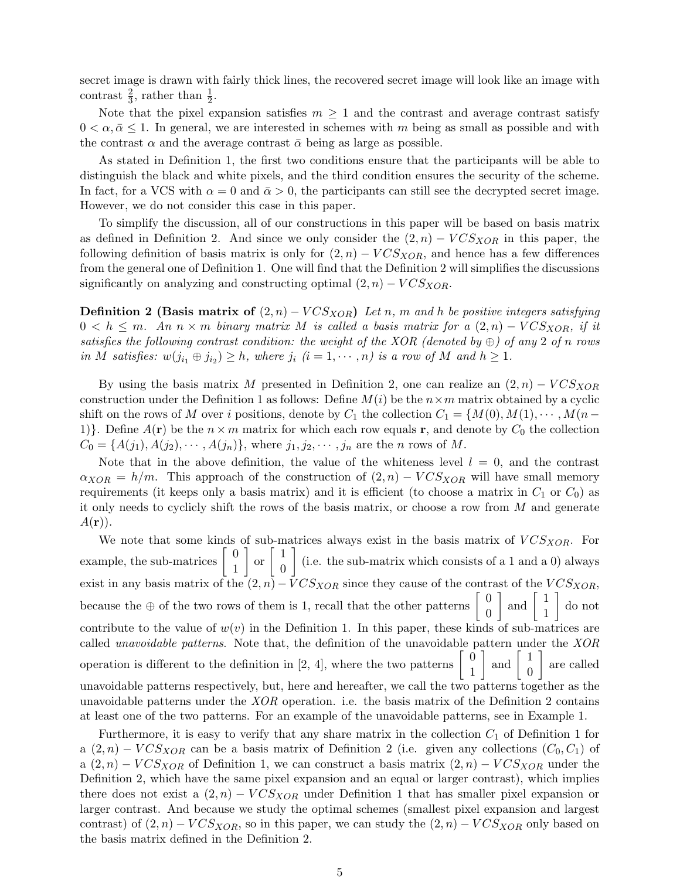secret image is drawn with fairly thick lines, the recovered secret image will look like an image with contrast $\frac{2}{3}$, rather than $\frac{1}{2}$.

Note that the pixel expansion satisfies $m \geq 1$ and the contrast and average contrast satisfy $0 < \alpha, \bar{\alpha} \leq 1$. In general, we are interested in schemes with $m$ being as small as possible and with the contrast $\alpha$ and the average contrast $\bar{\alpha}$ being as large as possible.

As stated in Definition 1, the first two conditions ensure that the participants will be able to distinguish the black and white pixels, and the third condition ensures the security of the scheme. In fact, for a VCS with $\alpha = 0$ and $\bar{\alpha} > 0$, the participants can still see the decrypted secret image. However, we do not consider this case in this paper.

To simplify the discussion, all of our constructions in this paper will be based on basis matrix as defined in Definition 2. And since we only consider the $(2, n) - VCS_{XOR}$ in this paper, the following definition of basis matrix is only for $(2, n) - VCS_{XOR}$, and hence has a few differences from the general one of Definition 1. One will find that the Definition 2 will simplifies the discussions significantly on analyzing and constructing optimal $(2, n) - VCS_{XOR}$.

**Definition 2 (Basis matrix of $(2, n) - VCS_{XOR}$)** *Let $n$, $m$ and $h$ be positive integers satisfying $0 < h \leq m$. An $n \times m$ binary matrix $M$ is called a basis matrix for a $(2, n) - VCS_{XOR}$, if it satisfies the following contrast condition: the weight of the XOR (denoted by $\oplus$) of any 2 of $n$ rows in $M$ satisfies: $w(j_{i_1} \oplus j_{i_2}) \geq h$, where $j_i$ $(i = 1, \cdots, n)$ is a row of $M$ and $h \geq 1$.*

By using the basis matrix $M$ presented in Definition 2, one can realize an $(2, n) - VCS_{XOR}$ construction under the Definition 1 as follows: Define $M(i)$ be the $n \times m$ matrix obtained by a cyclic shift on the rows of $M$ over $i$ positions, denote by $C_1$ the collection $C_1 = \{M(0), M(1), \cdots, M(n-1)\}$. Define $A(\mathbf{r})$ be the $n \times m$ matrix for which each row equals $\mathbf{r}$, and denote by $C_0$ the collection $C_0 = \{A(j_1), A(j_2), \cdots, A(j_n)\}$, where $j_1, j_2, \cdots, j_n$ are the $n$ rows of $M$.

Note that in the above definition, the value of the whiteness level $l = 0$, and the contrast $\alpha_{XOR} = h/m$. This approach of the construction of $(2, n) - VCS_{XOR}$ will have small memory requirements (it keeps only a basis matrix) and it is efficient (to choose a matrix in $C_1$ or $C_0$) as it only needs to cyclicly shift the rows of the basis matrix, or choose a row from $M$ and generate $A(\mathbf{r})$).

We note that some kinds of sub-matrices always exist in the basis matrix of $VCS_{XOR}$. For example, the sub-matrices $\begin{bmatrix} 0 \\ 1 \end{bmatrix}$ or $\begin{bmatrix} 1 \\ 0 \end{bmatrix}$ (i.e. the sub-matrix which consists of a 1 and a 0) always exist in any basis matrix of the $(2, n) - VCS_{XOR}$ since they cause of the contrast of the $VCS_{XOR}$, because the $\oplus$ of the two rows of them is 1, recall that the other patterns $\begin{bmatrix} 0 \\ 0 \end{bmatrix}$ and $\begin{bmatrix} 1 \\ 1 \end{bmatrix}$ do not contribute to the value of $w(v)$ in the Definition 1. In this paper, these kinds of sub-matrices are called *unavoidable patterns*. Note that, the definition of the unavoidable pattern under the *XOR* operation is different to the definition in [2, 4], where the two patterns $\begin{bmatrix} 0 \\ 1 \end{bmatrix}$ and $\begin{bmatrix} 1 \\ 0 \end{bmatrix}$ are called unavoidable patterns respectively, but, here and hereafter, we call the two patterns together as the unavoidable patterns under the *XOR* operation. i.e. the basis matrix of the Definition 2 contains at least one of the two patterns. For an example of the unavoidable patterns, see in Example 1.

Furthermore, it is easy to verify that any share matrix in the collection $C_1$ of Definition 1 for a $(2, n) - VCS_{XOR}$ can be a basis matrix of Definition 2 (i.e. given any collections $(C_0, C_1)$ of a $(2, n) - VCS_{XOR}$ of Definition 1, we can construct a basis matrix $(2, n) - VCS_{XOR}$ under the Definition 2, which have the same pixel expansion and an equal or larger contrast), which implies there does not exist a $(2, n) - VCS_{XOR}$ under Definition 1 that has smaller pixel expansion or larger contrast. And because we study the optimal schemes (smallest pixel expansion and largest contrast) of $(2, n) - VCS_{XOR}$, so in this paper, we can study the $(2, n) - VCS_{XOR}$ only based on the basis matrix defined in the Definition 2.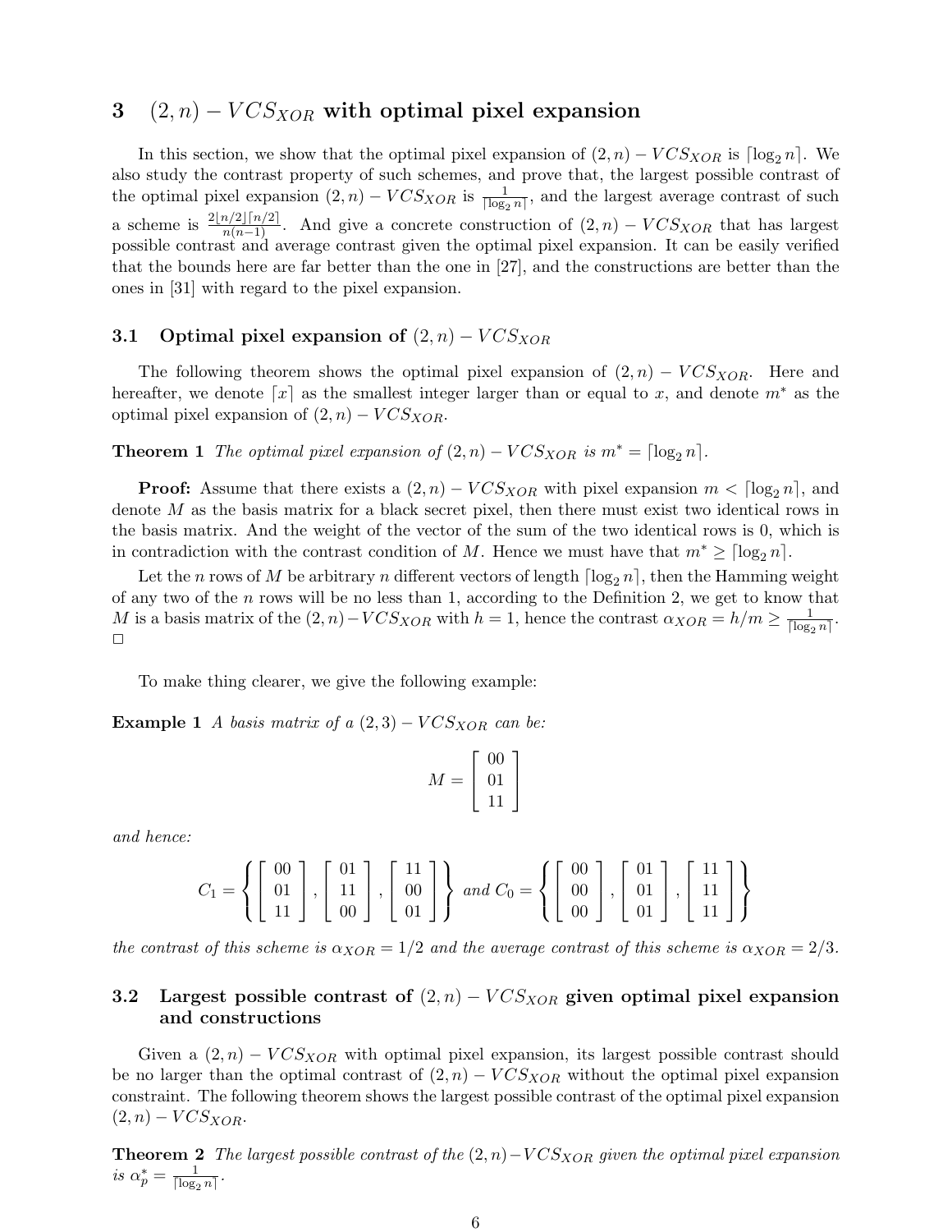## 3 $(2, n) - VCS_{XOR}$ with optimal pixel expansion

In this section, we show that the optimal pixel expansion of $(2, n) - VCS_{XOR}$ is $\lceil \log_2 n \rceil$. We also study the contrast property of such schemes, and prove that, the largest possible contrast of the optimal pixel expansion $(2, n) - VCS_{XOR}$ is $\frac{1}{\lceil \log_2 n \rceil}$, and the largest average contrast of such a scheme is $\frac{2\lfloor n/2 \rfloor \lceil n/2 \rceil}{n(n-1)}$. And give a concrete construction of $(2, n) - VCS_{XOR}$ that has largest possible contrast and average contrast given the optimal pixel expansion. It can be easily verified that the bounds here are far better than the one in [27], and the constructions are better than the ones in [31] with regard to the pixel expansion.

### 3.1 Optimal pixel expansion of $(2, n) - VCS_{XOR}$

The following theorem shows the optimal pixel expansion of $(2, n) - VCS_{XOR}$. Here and hereafter, we denote $\lceil x \rceil$ as the smallest integer larger than or equal to $x$, and denote $m^*$ as the optimal pixel expansion of $(2, n) - VCS_{XOR}$.

**Theorem 1** *The optimal pixel expansion of $(2, n) - VCS_{XOR}$ is $m^* = \lceil \log_2 n \rceil$.*

**Proof:** Assume that there exists a $(2, n) - VCS_{XOR}$ with pixel expansion $m < \lceil \log_2 n \rceil$, and denote $M$ as the basis matrix for a black secret pixel, then there must exist two identical rows in the basis matrix. And the weight of the vector of the sum of the two identical rows is 0, which is in contradiction with the contrast condition of $M$. Hence we must have that $m^* \geq \lceil \log_2 n \rceil$.

Let the $n$ rows of $M$ be arbitrary $n$ different vectors of length $\lceil \log_2 n \rceil$, then the Hamming weight of any two of the $n$ rows will be no less than 1, according to the Definition 2, we get to know that $M$ is a basis matrix of the $(2, n) - VCS_{XOR}$ with $h = 1$, hence the contrast $\alpha_{XOR} = h/m \geq \frac{1}{\lceil \log_2 n \rceil}$. □

To make thing clearer, we give the following example:

**Example 1** *A basis matrix of a $(2, 3) - VCS_{XOR}$ can be:*

$$M = \begin{bmatrix} 00 \\ 01 \\ 11 \end{bmatrix}$$

*and hence:*

$$C_1 = \left\{ \begin{bmatrix} 00 \\ 01 \\ 11 \end{bmatrix}, \begin{bmatrix} 01 \\ 11 \\ 00 \end{bmatrix}, \begin{bmatrix} 11 \\ 00 \\ 01 \end{bmatrix} \right\} \text{ and } C_0 = \left\{ \begin{bmatrix} 00 \\ 00 \\ 00 \end{bmatrix}, \begin{bmatrix} 01 \\ 01 \\ 01 \end{bmatrix}, \begin{bmatrix} 11 \\ 11 \\ 11 \end{bmatrix} \right\}$$

*the contrast of this scheme is $\alpha_{XOR} = 1/2$ and the average contrast of this scheme is $\alpha_{XOR} = 2/3$.*

### 3.2 Largest possible contrast of $(2, n) - VCS_{XOR}$ given optimal pixel expansion and constructions

Given a $(2, n) - VCS_{XOR}$ with optimal pixel expansion, its largest possible contrast should be no larger than the optimal contrast of $(2, n) - VCS_{XOR}$ without the optimal pixel expansion constraint. The following theorem shows the largest possible contrast of the optimal pixel expansion $(2, n) - VCS_{XOR}$.

**Theorem 2** *The largest possible contrast of the $(2, n) - VCS_{XOR}$ given the optimal pixel expansion is $\alpha_p^* = \frac{1}{\lceil \log_2 n \rceil}$.*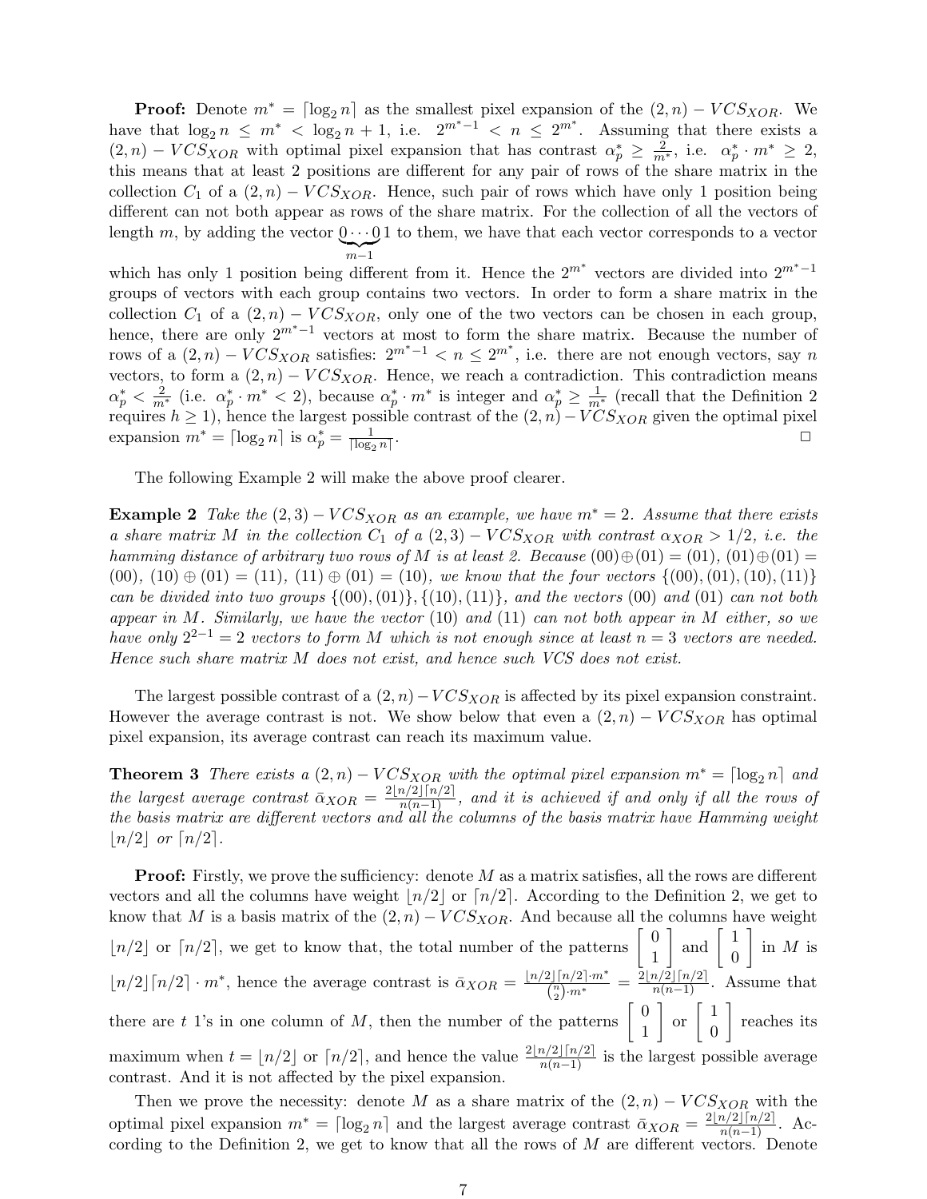**Proof:** Denote $m^* = \lceil \log_2 n \rceil$ as the smallest pixel expansion of the $(2, n) - VCS_{XOR}$. We have that $\log_2 n \le m^* < \log_2 n + 1$, i.e. $2^{m^*-1} < n \le 2^{m^*}$. Assuming that there exists a $(2, n) - VCS_{XOR}$ with optimal pixel expansion that has contrast $\alpha_p^* \ge \frac{2}{m^*}$, i.e. $\alpha_p^* \cdot m^* \ge 2$, this means that at least 2 positions are different for any pair of rows of the share matrix in the collection $C_1$ of a $(2, n) - VCS_{XOR}$. Hence, such pair of rows which have only 1 position being different can not both appear as rows of the share matrix. For the collection of all the vectors of length $m$, by adding the vector $\underbrace{0 \cdots 0}_{m-1}1$ to them, we have that each vector corresponds to a vector which has only 1 position being different from it. Hence the $2^{m^*}$ vectors are divided into $2^{m^*-1}$ groups of vectors with each group contains two vectors. In order to form a share matrix in the collection $C_1$ of a $(2, n) - VCS_{XOR}$, only one of the two vectors can be chosen in each group, hence, there are only $2^{m^*-1}$ vectors at most to form the share matrix. Because the number of rows of a $(2, n) - VCS_{XOR}$ satisfies: $2^{m^*-1} < n \le 2^{m^*}$, i.e. there are not enough vectors, say $n$ vectors, to form a $(2, n) - VCS_{XOR}$. Hence, we reach a contradiction. This contradiction means $\alpha_p^* < \frac{2}{m^*}$ (i.e. $\alpha_p^* \cdot m^* < 2$), because $\alpha_p^* \cdot m^*$ is integer and $\alpha_p^* \ge \frac{1}{m^*}$ (recall that the Definition 2 requires $h \ge 1$), hence the largest possible contrast of the $(2, n) - VCS_{XOR}$ given the optimal pixel expansion $m^* = \lceil \log_2 n \rceil$ is $\alpha_p^* = \frac{1}{\lceil \log_2 n \rceil}$. □

The following Example 2 will make the above proof clearer.

**Example 2** *Take the $(2, 3) - VCS_{XOR}$ as an example, we have $m^* = 2$. Assume that there exists a share matrix $M$ in the collection $C_1$ of a $(2, 3) - VCS_{XOR}$ with contrast $\alpha_{XOR} > 1/2$, i.e. the hamming distance of arbitrary two rows of $M$ is at least 2. Because $(00) \oplus (01) = (01)$, $(01) \oplus (01) = (00)$, $(10) \oplus (01) = (11)$, $(11) \oplus (01) = (10)$, we know that the four vectors $\{(00), (01), (10), (11)\}$ can be divided into two groups $\{(00), (01)\}, \{(10), (11)\}$, and the vectors $(00)$ and $(01)$ can not both appear in $M$. Similarly, we have the vector $(10)$ and $(11)$ can not both appear in $M$ either, so we have only $2^{2-1} = 2$ vectors to form $M$ which is not enough since at least $n = 3$ vectors are needed. Hence such share matrix $M$ does not exist, and hence such VCS does not exist.*

The largest possible contrast of a $(2, n) - VCS_{XOR}$ is affected by its pixel expansion constraint. However the average contrast is not. We show below that even a $(2, n) - VCS_{XOR}$ has optimal pixel expansion, its average contrast can reach its maximum value.

**Theorem 3** *There exists a $(2, n) - VCS_{XOR}$ with the optimal pixel expansion $m^* = \lceil \log_2 n \rceil$ and the largest average contrast $\bar{\alpha}_{XOR} = \frac{2\lfloor n/2 \rfloor \lceil n/2 \rceil}{n(n-1)}$, and it is achieved if and only if all the rows of the basis matrix are different vectors and all the columns of the basis matrix have Hamming weight $\lfloor n/2 \rfloor$ or $\lceil n/2 \rceil$.*

**Proof:** Firstly, we prove the sufficiency: denote $M$ as a matrix satisfies, all the rows are different vectors and all the columns have weight $\lfloor n/2 \rfloor$ or $\lceil n/2 \rceil$. According to the Definition 2, we get to know that $M$ is a basis matrix of the $(2, n) - VCS_{XOR}$. And because all the columns have weight $\lfloor n/2 \rfloor$ or $\lceil n/2 \rceil$, we get to know that, the total number of the patterns $\begin{bmatrix} 0 \\ 1 \end{bmatrix}$ and $\begin{bmatrix} 1 \\ 0 \end{bmatrix}$ in $M$ is $\lfloor n/2 \rfloor \lceil n/2 \rceil \cdot m^*$, hence the average contrast is $\bar{\alpha}_{XOR} = \frac{\lfloor n/2 \rfloor \lceil n/2 \rceil \cdot m^*}{\binom{n}{2} \cdot m^*} = \frac{2\lfloor n/2 \rfloor \lceil n/2 \rceil}{n(n-1)}$. Assume that there are $t$ 1's in one column of $M$, then the number of the patterns $\begin{bmatrix} 0 \\ 1 \end{bmatrix}$ or $\begin{bmatrix} 1 \\ 0 \end{bmatrix}$ reaches its maximum when $t = \lfloor n/2 \rfloor$ or $\lceil n/2 \rceil$, and hence the value $\frac{2\lfloor n/2 \rfloor \lceil n/2 \rceil}{n(n-1)}$ is the largest possible average contrast. And it is not affected by the pixel expansion.

Then we prove the necessity: denote $M$ as a share matrix of the $(2, n) - VCS_{XOR}$ with the optimal pixel expansion $m^* = \lceil \log_2 n \rceil$ and the largest average contrast $\bar{\alpha}_{XOR} = \frac{2\lfloor n/2 \rfloor \lceil n/2 \rceil}{n(n-1)}$. According to the Definition 2, we get to know that all the rows of $M$ are different vectors. Denote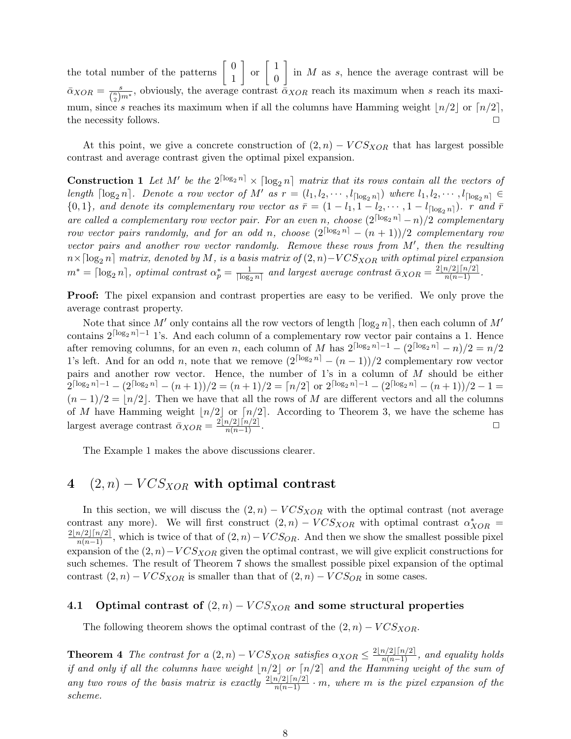the total number of the patterns $\begin{bmatrix} 0 \\ 1 \end{bmatrix}$ or $\begin{bmatrix} 1 \\ 0 \end{bmatrix}$ in $M$ as $s$, hence the average contrast will be $\bar{\alpha}_{XOR} = \frac{s}{\binom{n}{2}m^*}$, obviously, the average contrast $\bar{\alpha}_{XOR}$ reach its maximum when $s$ reach its maximum, since $s$ reaches its maximum when if all the columns have Hamming weight $\lfloor n/2 \rfloor$ or $\lceil n/2 \rceil$, the necessity follows. □

At this point, we give a concrete construction of $(2,n)-VCS_{XOR}$ that has largest possible contrast and average contrast given the optimal pixel expansion.

**Construction 1** *Let $M'$ be the $2^{\lceil \log_2 n \rceil} \times \lceil \log_2 n \rceil$ matrix that its rows contain all the vectors of length $\lceil \log_2 n \rceil$. Denote a row vector of $M'$ as $r = (l_1, l_2, \cdots, l_{\lceil \log_2 n \rceil})$ where $l_1, l_2, \cdots, l_{\lceil \log_2 n \rceil} \in \{0,1\}$, and denote its complementary row vector as $\bar{r} = (1-l_1, 1-l_2, \cdots, 1-l_{\lceil \log_2 n \rceil})$. $r$ and $\bar{r}$ are called a complementary row vector pair. For an even $n$, choose $(2^{\lceil \log_2 n \rceil} - n)/2$ complementary row vector pairs randomly, and for an odd $n$, choose $(2^{\lceil \log_2 n \rceil} - (n+1))/2$ complementary row vector pairs and another row vector randomly. Remove these rows from $M'$, then the resulting $n \times \lceil \log_2 n \rceil$ matrix, denoted by $M$, is a basis matrix of $(2,n)-VCS_{XOR}$ with optimal pixel expansion $m^* = \lceil \log_2 n \rceil$, optimal contrast $\alpha_p^* = \frac{1}{\lceil \log_2 n \rceil}$ and largest average contrast $\bar{\alpha}_{XOR} = \frac{2\lfloor n/2 \rfloor \lceil n/2 \rceil}{n(n-1)}$.*

**Proof:** The pixel expansion and contrast properties are easy to be verified. We only prove the average contrast property.

Note that since $M'$ only contains all the row vectors of length $\lceil \log_2 n \rceil$, then each column of $M'$ contains $2^{\lceil \log_2 n \rceil - 1}$ 1's. And each column of a complementary row vector pair contains a 1. Hence after removing columns, for an even $n$, each column of $M$ has $2^{\lceil \log_2 n \rceil - 1} - (2^{\lceil \log_2 n \rceil} - n)/2 = n/2$ 1's left. And for an odd $n$, note that we remove $(2^{\lceil \log_2 n \rceil} - (n-1))/2$ complementary row vector pairs and another row vector. Hence, the number of 1's in a column of $M$ should be either $2^{\lceil \log_2 n \rceil - 1} - (2^{\lceil \log_2 n \rceil} - (n+1))/2 = (n+1)/2 = \lceil n/2 \rceil$ or $2^{\lceil \log_2 n \rceil - 1} - (2^{\lceil \log_2 n \rceil} - (n+1))/2 - 1 = (n-1)/2 = \lfloor n/2 \rfloor$. Then we have that all the rows of $M$ are different vectors and all the columns of $M$ have Hamming weight $\lfloor n/2 \rfloor$ or $\lceil n/2 \rceil$. According to Theorem 3, we have the scheme has largest average contrast $\bar{\alpha}_{XOR} = \frac{2\lfloor n/2 \rfloor \lceil n/2 \rceil}{n(n-1)}$. □

The Example 1 makes the above discussions clearer.

# 4 $(2,n)-VCS_{XOR}$ with optimal contrast

In this section, we will discuss the $(2,n)-VCS_{XOR}$ with the optimal contrast (not average contrast any more). We will first construct $(2,n)-VCS_{XOR}$ with optimal contrast $\alpha^*_{XOR} = \frac{2\lfloor n/2 \rfloor \lceil n/2 \rceil}{n(n-1)}$, which is twice of that of $(2,n)-VCS_{OR}$. And then we show the smallest possible pixel expansion of the $(2,n)-VCS_{XOR}$ given the optimal contrast, we will give explicit constructions for such schemes. The result of Theorem 7 shows the smallest possible pixel expansion of the optimal contrast $(2,n)-VCS_{XOR}$ is smaller than that of $(2,n)-VCS_{OR}$ in some cases.

## 4.1 Optimal contrast of $(2,n)-VCS_{XOR}$ and some structural properties

The following theorem shows the optimal contrast of the $(2,n)-VCS_{XOR}$.

**Theorem 4** *The contrast for a $(2,n)-VCS_{XOR}$ satisfies $\alpha_{XOR} \leq \frac{2\lfloor n/2 \rfloor \lceil n/2 \rceil}{n(n-1)}$, and equality holds if and only if all the columns have weight $\lfloor n/2 \rfloor$ or $\lceil n/2 \rceil$ and the Hamming weight of the sum of any two rows of the basis matrix is exactly $\frac{2\lfloor n/2 \rfloor \lceil n/2 \rceil}{n(n-1)} \cdot m$, where $m$ is the pixel expansion of the scheme.*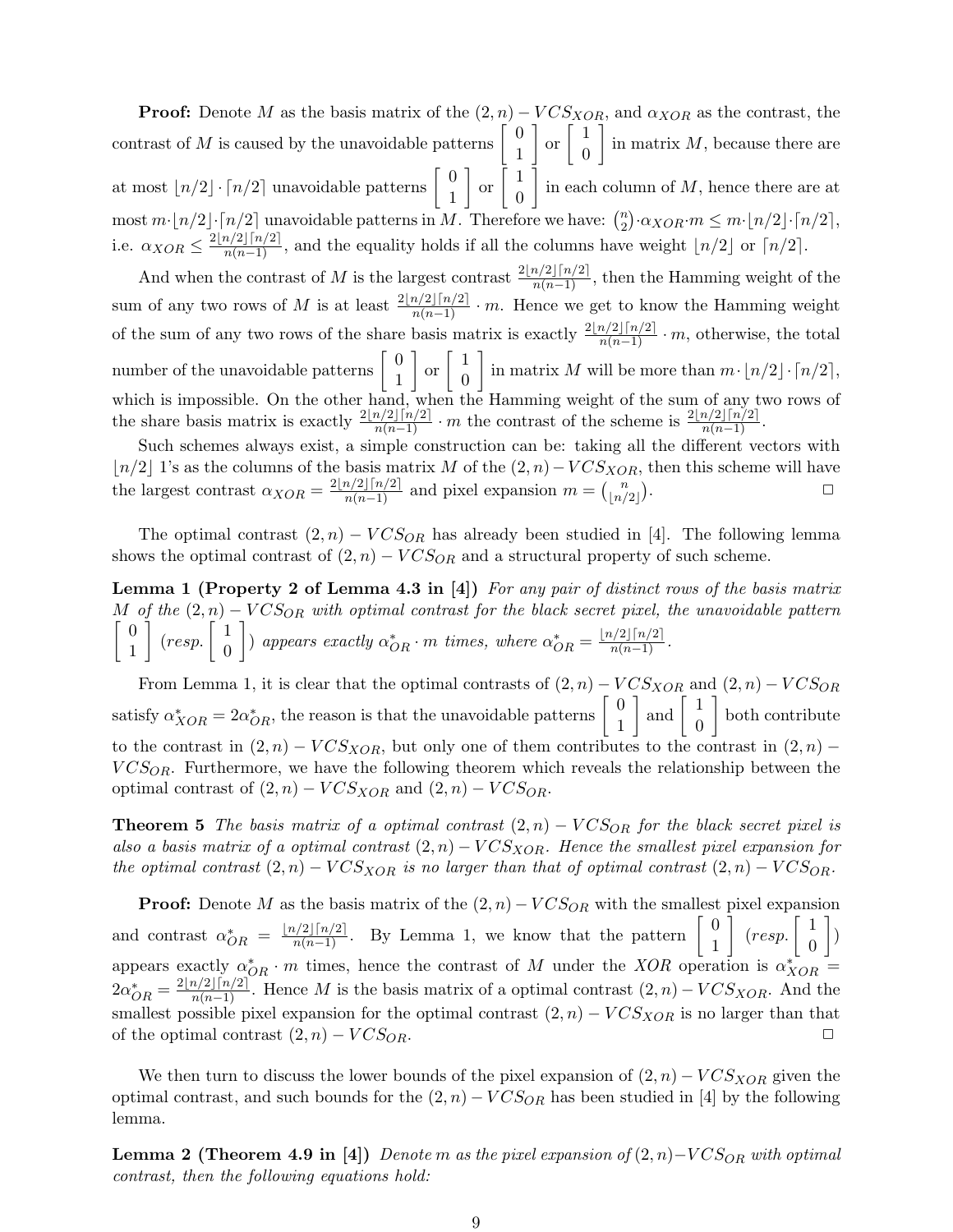**Proof:** Denote $M$ as the basis matrix of the $(2,n)-VCS_{XOR}$, and $\alpha_{XOR}$ as the contrast, the contrast of $M$ is caused by the unavoidable patterns $\begin{bmatrix} 0 \\ 1 \end{bmatrix}$ or $\begin{bmatrix} 1 \\ 0 \end{bmatrix}$ in matrix $M$, because there are at most $\lfloor n/2 \rfloor \cdot \lceil n/2 \rceil$ unavoidable patterns $\begin{bmatrix} 0 \\ 1 \end{bmatrix}$ or $\begin{bmatrix} 1 \\ 0 \end{bmatrix}$ in each column of $M$, hence there are at most $m \cdot \lfloor n/2 \rfloor \cdot \lceil n/2 \rceil$ unavoidable patterns in $M$. Therefore we have: $\binom{n}{2} \cdot \alpha_{XOR} \cdot m \leq m \cdot \lfloor n/2 \rfloor \cdot \lceil n/2 \rceil$, i.e. $\alpha_{XOR} \leq \frac{2\lfloor n/2 \rfloor \lceil n/2 \rceil}{n(n-1)}$, and the equality holds if all the columns have weight $\lfloor n/2 \rfloor$ or $\lceil n/2 \rceil$.

And when the contrast of $M$ is the largest contrast $\frac{2\lfloor n/2 \rfloor \lceil n/2 \rceil}{n(n-1)}$, then the Hamming weight of the sum of any two rows of $M$ is at least $\frac{2\lfloor n/2 \rfloor \lceil n/2 \rceil}{n(n-1)} \cdot m$. Hence we get to know the Hamming weight of the sum of any two rows of the share basis matrix is exactly $\frac{2\lfloor n/2 \rfloor \lceil n/2 \rceil}{n(n-1)} \cdot m$, otherwise, the total number of the unavoidable patterns $\begin{bmatrix} 0 \\ 1 \end{bmatrix}$ or $\begin{bmatrix} 1 \\ 0 \end{bmatrix}$ in matrix $M$ will be more than $m \cdot \lfloor n/2 \rfloor \cdot \lceil n/2 \rceil$, which is impossible. On the other hand, when the Hamming weight of the sum of any two rows of the share basis matrix is exactly $\frac{2\lfloor n/2 \rfloor \lceil n/2 \rceil}{n(n-1)} \cdot m$ the contrast of the scheme is $\frac{2\lfloor n/2 \rfloor \lceil n/2 \rceil}{n(n-1)}$.

Such schemes always exist, a simple construction can be: taking all the different vectors with $\lfloor n/2 \rfloor$ 1's as the columns of the basis matrix $M$ of the $(2,n)-VCS_{XOR}$, then this scheme will have the largest contrast $\alpha_{XOR} = \frac{2\lfloor n/2 \rfloor \lceil n/2 \rceil}{n(n-1)}$ and pixel expansion $m = \binom{n}{\lfloor n/2 \rfloor}$. □

The optimal contrast $(2,n)-VCS_{OR}$ has already been studied in [4]. The following lemma shows the optimal contrast of $(2,n)-VCS_{OR}$ and a structural property of such scheme.

**Lemma 1 (Property 2 of Lemma 4.3 in [4])** *For any pair of distinct rows of the basis matrix $M$ of the $(2,n)-VCS_{OR}$ with optimal contrast for the black secret pixel, the unavoidable pattern $\begin{bmatrix} 0 \\ 1 \end{bmatrix}$ (resp. $\begin{bmatrix} 1 \\ 0 \end{bmatrix}$) appears exactly $\alpha^*_{OR} \cdot m$ times, where $\alpha^*_{OR} = \frac{\lfloor n/2 \rfloor \lceil n/2 \rceil}{n(n-1)}$.*

From Lemma 1, it is clear that the optimal contrasts of $(2,n)-VCS_{XOR}$ and $(2,n)-VCS_{OR}$ satisfy $\alpha^*_{XOR} = 2\alpha^*_{OR}$, the reason is that the unavoidable patterns $\begin{bmatrix} 0 \\ 1 \end{bmatrix}$ and $\begin{bmatrix} 1 \\ 0 \end{bmatrix}$ both contribute to the contrast in $(2,n)-VCS_{XOR}$, but only one of them contributes to the contrast in $(2,n)-VCS_{OR}$. Furthermore, we have the following theorem which reveals the relationship between the optimal contrast of $(2,n)-VCS_{XOR}$ and $(2,n)-VCS_{OR}$.

**Theorem 5** *The basis matrix of a optimal contrast $(2,n)-VCS_{OR}$ for the black secret pixel is also a basis matrix of a optimal contrast $(2,n)-VCS_{XOR}$. Hence the smallest pixel expansion for the optimal contrast $(2,n)-VCS_{XOR}$ is no larger than that of optimal contrast $(2,n)-VCS_{OR}$.*

**Proof:** Denote $M$ as the basis matrix of the $(2,n)-VCS_{OR}$ with the smallest pixel expansion and contrast $\alpha^*_{OR} = \frac{\lfloor n/2 \rfloor \lceil n/2 \rceil}{n(n-1)}$. By Lemma 1, we know that the pattern $\begin{bmatrix} 0 \\ 1 \end{bmatrix}$ (*resp.* $\begin{bmatrix} 1 \\ 0 \end{bmatrix}$) appears exactly $\alpha^*_{OR} \cdot m$ times, hence the contrast of $M$ under the *XOR* operation is $\alpha^*_{XOR} = 2\alpha^*_{OR} = \frac{2\lfloor n/2 \rfloor \lceil n/2 \rceil}{n(n-1)}$. Hence $M$ is the basis matrix of a optimal contrast $(2,n)-VCS_{XOR}$. And the smallest possible pixel expansion for the optimal contrast $(2,n)-VCS_{XOR}$ is no larger than that of the optimal contrast $(2,n)-VCS_{OR}$. □

We then turn to discuss the lower bounds of the pixel expansion of $(2,n)-VCS_{XOR}$ given the optimal contrast, and such bounds for the $(2,n)-VCS_{OR}$ has been studied in [4] by the following lemma.

**Lemma 2 (Theorem 4.9 in [4])** *Denote $m$ as the pixel expansion of $(2,n)-VCS_{OR}$ with optimal contrast, then the following equations hold:*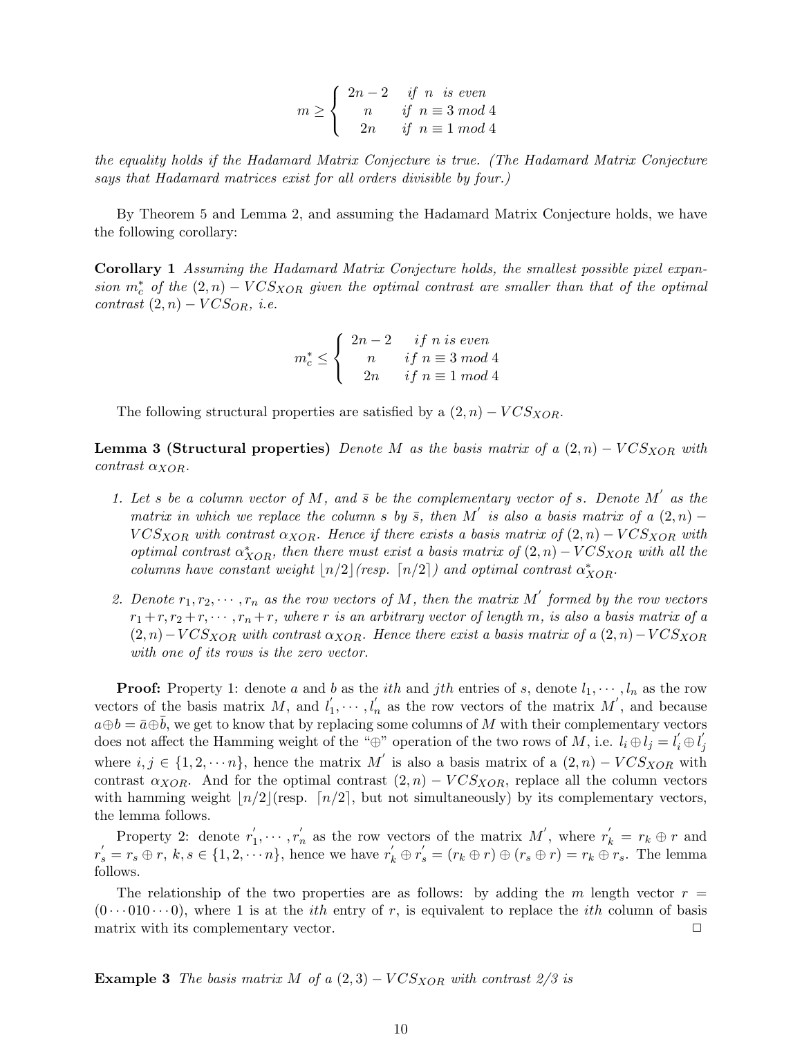$$m \geq \begin{cases} 2n-2 & if\ n\ is\ even \\ n & if\ n \equiv 3\ mod\ 4 \\ 2n & if\ n \equiv 1\ mod\ 4 \end{cases}$$

*the equality holds if the Hadamard Matrix Conjecture is true. (The Hadamard Matrix Conjecture says that Hadamard matrices exist for all orders divisible by four.)*

By Theorem 5 and Lemma 2, and assuming the Hadamard Matrix Conjecture holds, we have the following corollary:

**Corollary 1** *Assuming the Hadamard Matrix Conjecture holds, the smallest possible pixel expansion $m_c^*$ of the $(2,n)-VCS_{XOR}$ given the optimal contrast are smaller than that of the optimal contrast $(2,n)-VCS_{OR}$, i.e.*

$$m_c^* \leq \begin{cases} 2n-2 & if\ n\ is\ even \\ n & if\ n \equiv 3\ mod\ 4 \\ 2n & if\ n \equiv 1\ mod\ 4 \end{cases}$$

The following structural properties are satisfied by a $(2,n)-VCS_{XOR}$.

**Lemma 3 (Structural properties)** *Denote $M$ as the basis matrix of a $(2,n)-VCS_{XOR}$ with contrast $\alpha_{XOR}$.*

1. *Let $s$ be a column vector of $M$, and $\bar{s}$ be the complementary vector of $s$. Denote $M'$ as the matrix in which we replace the column $s$ by $\bar{s}$, then $M'$ is also a basis matrix of a $(2,n)-VCS_{XOR}$ with contrast $\alpha_{XOR}$. Hence if there exists a basis matrix of $(2,n)-VCS_{XOR}$ with optimal contrast $\alpha^*_{XOR}$, then there must exist a basis matrix of $(2,n)-VCS_{XOR}$ with all the columns have constant weight $\lfloor n/2 \rfloor$(resp. $\lceil n/2 \rceil$) and optimal contrast $\alpha^*_{XOR}$.*
2. *Denote $r_1, r_2, \cdots, r_n$ as the row vectors of $M$, then the matrix $M'$ formed by the row vectors $r_1+r, r_2+r, \cdots, r_n+r$, where $r$ is an arbitrary vector of length $m$, is also a basis matrix of a $(2,n)-VCS_{XOR}$ with contrast $\alpha_{XOR}$. Hence there exist a basis matrix of a $(2,n)-VCS_{XOR}$ with one of its rows is the zero vector.*

**Proof:** Property 1: denote $a$ and $b$ as the $ith$ and $jth$ entries of $s$, denote $l_1, \cdots, l_n$ as the row vectors of the basis matrix $M$, and $l_1', \cdots, l_n'$ as the row vectors of the matrix $M'$, and because $a \oplus b = \bar{a} \oplus \bar{b}$, we get to know that by replacing some columns of $M$ with their complementary vectors does not affect the Hamming weight of the "$\oplus$" operation of the two rows of $M$, i.e. $l_i \oplus l_j = l_i' \oplus l_j'$ where $i,j \in \{1,2,\cdots n\}$, hence the matrix $M'$ is also a basis matrix of a $(2,n)-VCS_{XOR}$ with contrast $\alpha_{XOR}$. And for the optimal contrast $(2,n)-VCS_{XOR}$, replace all the column vectors with hamming weight $\lfloor n/2 \rfloor$(resp. $\lceil n/2 \rceil$, but not simultaneously) by its complementary vectors, the lemma follows.

Property 2: denote $r_1', \cdots, r_n'$ as the row vectors of the matrix $M'$, where $r_k' = r_k \oplus r$ and $r_s' = r_s \oplus r$, $k,s \in \{1,2,\cdots n\}$, hence we have $r_k' \oplus r_s' = (r_k \oplus r) \oplus (r_s \oplus r) = r_k \oplus r_s$. The lemma follows.

The relationship of the two properties are as follows: by adding the $m$ length vector $r = (0 \cdots 010 \cdots 0)$, where 1 is at the $ith$ entry of $r$, is equivalent to replace the $ith$ column of basis matrix with its complementary vector. $\square$

**Example 3** *The basis matrix $M$ of a $(2,3)-VCS_{XOR}$ with contrast 2/3 is*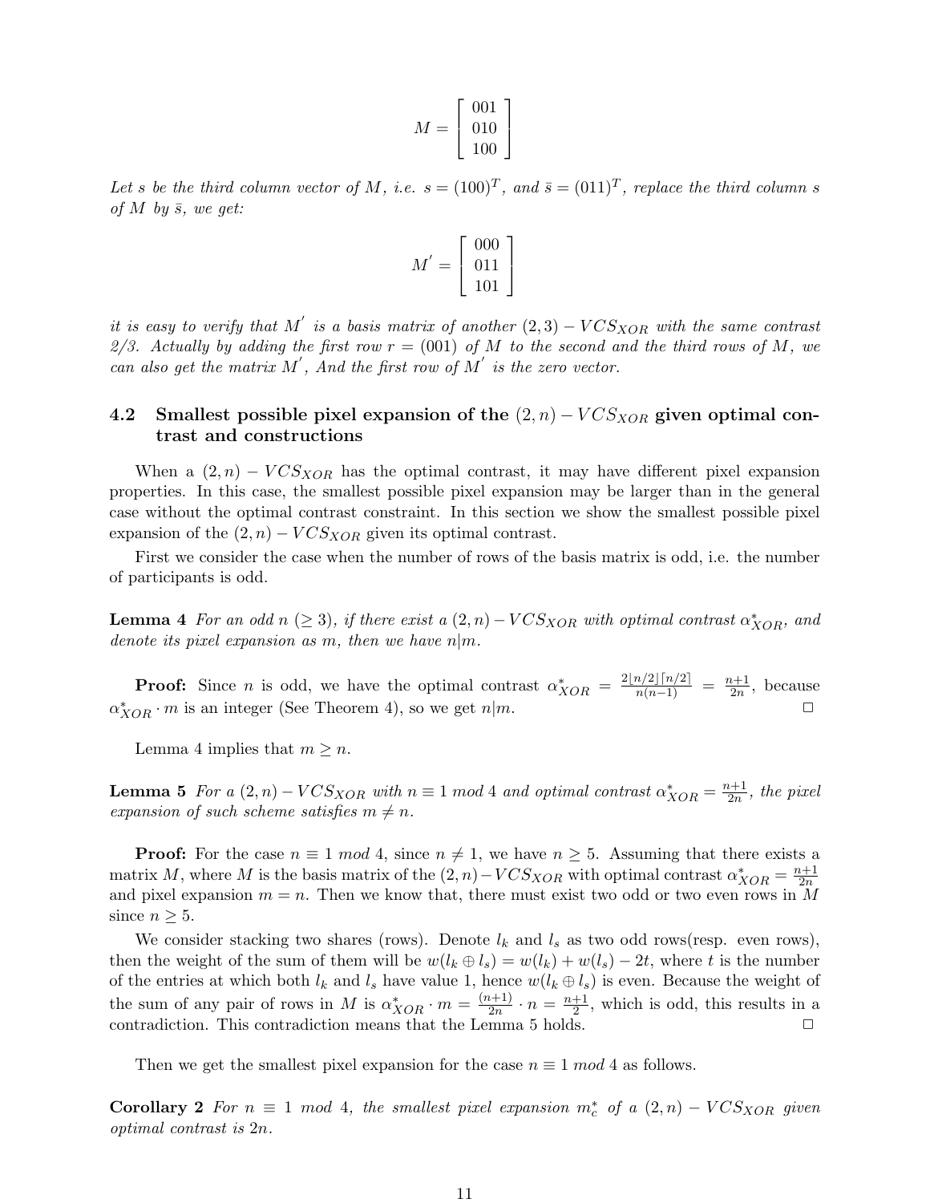$$M = \begin{bmatrix} 001 \\ 010 \\ 100 \end{bmatrix}$$

*Let $s$ be the third column vector of $M$, i.e. $s = (100)^T$, and $\bar{s} = (011)^T$, replace the third column $s$ of $M$ by $\bar{s}$, we get:*

$$M^{'} = \begin{bmatrix} 000 \\ 011 \\ 101 \end{bmatrix}$$

*it is easy to verify that $M^{'}$ is a basis matrix of another $(2,3)-VCS_{XOR}$ with the same contrast 2/3. Actually by adding the first row $r = (001)$ of $M$ to the second and the third rows of $M$, we can also get the matrix $M^{'}$, And the first row of $M^{'}$ is the zero vector.*

### 4.2 Smallest possible pixel expansion of the $(2,n)-VCS_{XOR}$ given optimal contrast and constructions

When a $(2,n)-VCS_{XOR}$ has the optimal contrast, it may have different pixel expansion properties. In this case, the smallest possible pixel expansion may be larger than in the general case without the optimal contrast constraint. In this section we show the smallest possible pixel expansion of the $(2,n)-VCS_{XOR}$ given its optimal contrast.

First we consider the case when the number of rows of the basis matrix is odd, i.e. the number of participants is odd.

**Lemma 4** *For an odd $n$ $(\geq 3)$, if there exist a $(2,n)-VCS_{XOR}$ with optimal contrast $\alpha^*_{XOR}$, and denote its pixel expansion as $m$, then we have $n|m$.*

**Proof:** Since $n$ is odd, we have the optimal contrast $\alpha^*_{XOR} = \frac{2\lfloor n/2 \rfloor \lceil n/2 \rceil}{n(n-1)} = \frac{n+1}{2n}$, because $\alpha^*_{XOR} \cdot m$ is an integer (See Theorem 4), so we get $n|m$. □

Lemma 4 implies that $m \geq n$.

**Lemma 5** *For a $(2,n)-VCS_{XOR}$ with $n \equiv 1$ mod 4 and optimal contrast $\alpha^*_{XOR} = \frac{n+1}{2n}$, the pixel expansion of such scheme satisfies $m \neq n$.*

**Proof:** For the case $n \equiv 1$ *mod* 4, since $n \neq 1$, we have $n \geq 5$. Assuming that there exists a matrix $M$, where $M$ is the basis matrix of the $(2,n)-VCS_{XOR}$ with optimal contrast $\alpha^*_{XOR} = \frac{n+1}{2n}$ and pixel expansion $m = n$. Then we know that, there must exist two odd or two even rows in $M$ since $n \geq 5$.

We consider stacking two shares (rows). Denote $l_k$ and $l_s$ as two odd rows(resp. even rows), then the weight of the sum of them will be $w(l_k \oplus l_s) = w(l_k) + w(l_s) - 2t$, where $t$ is the number of the entries at which both $l_k$ and $l_s$ have value 1, hence $w(l_k \oplus l_s)$ is even. Because the weight of the sum of any pair of rows in $M$ is $\alpha^*_{XOR} \cdot m = \frac{(n+1)}{2n} \cdot n = \frac{n+1}{2}$, which is odd, this results in a contradiction. This contradiction means that the Lemma 5 holds. □

Then we get the smallest pixel expansion for the case $n \equiv 1$ *mod* 4 as follows.

**Corollary 2** *For $n \equiv 1$ mod 4, the smallest pixel expansion $m^*_c$ of a $(2,n)-VCS_{XOR}$ given optimal contrast is $2n$.*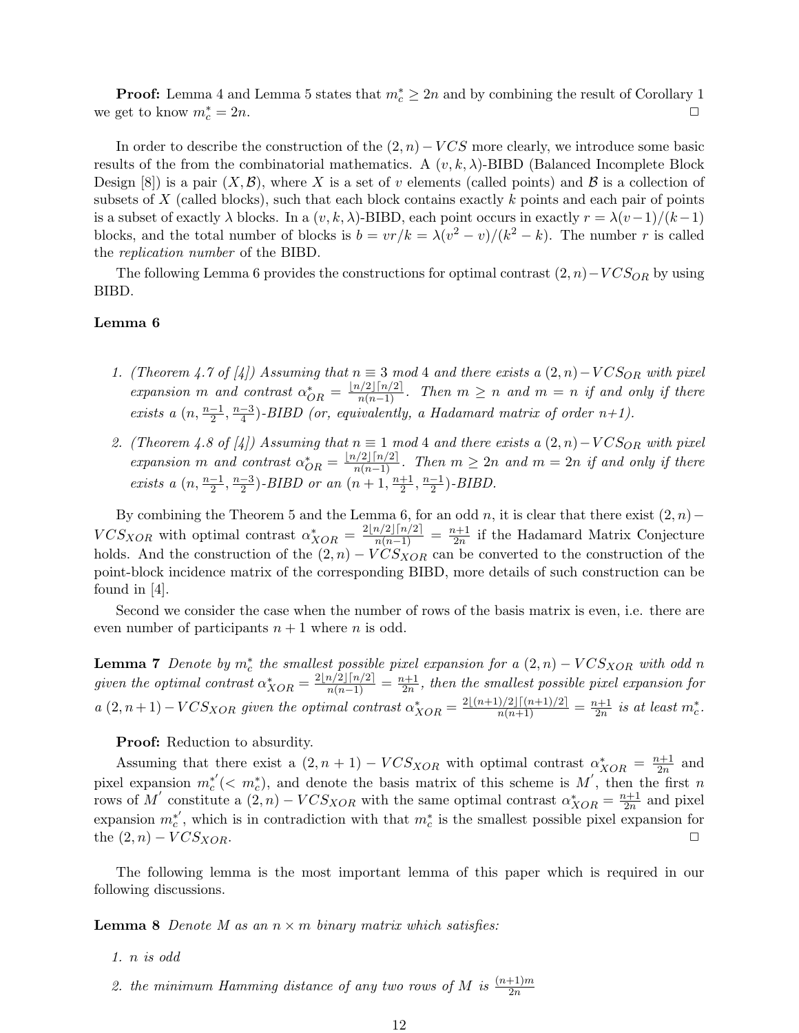**Proof:** Lemma 4 and Lemma 5 states that $m_c^* \geq 2n$ and by combining the result of Corollary 1 we get to know $m_c^* = 2n$. □

In order to describe the construction of the $(2,n)-VCS$ more clearly, we introduce some basic results of the from the combinatorial mathematics. A $(v,k,\lambda)$-BIBD (Balanced Incomplete Block Design [8]) is a pair $(X, \mathcal{B})$, where $X$ is a set of $v$ elements (called points) and $\mathcal{B}$ is a collection of subsets of $X$ (called blocks), such that each block contains exactly $k$ points and each pair of points is a subset of exactly $\lambda$ blocks. In a $(v,k,\lambda)$-BIBD, each point occurs in exactly $r = \lambda(v-1)/(k-1)$ blocks, and the total number of blocks is $b = vr/k = \lambda(v^2 - v)/(k^2 - k)$. The number $r$ is called the *replication number* of the BIBD.

The following Lemma 6 provides the constructions for optimal contrast $(2,n)-VCS_{OR}$ by using BIBD.

**Lemma 6**

1. *(Theorem 4.7 of [4]) Assuming that $n \equiv 3 \bmod 4$ and there exists a $(2,n)-VCS_{OR}$ with pixel expansion $m$ and contrast $\alpha_{OR}^* = \frac{\lfloor n/2 \rfloor \lceil n/2 \rceil}{n(n-1)}$. Then $m \geq n$ and $m = n$ if and only if there exists a $(n, \frac{n-1}{2}, \frac{n-3}{4})$-BIBD (or, equivalently, a Hadamard matrix of order n+1).*
2. *(Theorem 4.8 of [4]) Assuming that $n \equiv 1 \bmod 4$ and there exists a $(2,n)-VCS_{OR}$ with pixel expansion $m$ and contrast $\alpha_{OR}^* = \frac{\lfloor n/2 \rfloor \lceil n/2 \rceil}{n(n-1)}$. Then $m \geq 2n$ and $m = 2n$ if and only if there exists a $(n, \frac{n-1}{2}, \frac{n-3}{2})$-BIBD or an $(n+1, \frac{n+1}{2}, \frac{n-1}{2})$-BIBD.*

By combining the Theorem 5 and the Lemma 6, for an odd $n$, it is clear that there exist $(2,n)-VCS_{XOR}$ with optimal contrast $\alpha_{XOR}^* = \frac{2\lfloor n/2 \rfloor \lceil n/2 \rceil}{n(n-1)} = \frac{n+1}{2n}$ if the Hadamard Matrix Conjecture holds. And the construction of the $(2,n)-VCS_{XOR}$ can be converted to the construction of the point-block incidence matrix of the corresponding BIBD, more details of such construction can be found in [4].

Second we consider the case when the number of rows of the basis matrix is even, i.e. there are even number of participants $n+1$ where $n$ is odd.

**Lemma 7** *Denote by $m_c^*$ the smallest possible pixel expansion for a $(2,n)-VCS_{XOR}$ with odd $n$ given the optimal contrast $\alpha_{XOR}^* = \frac{2\lfloor n/2 \rfloor \lceil n/2 \rceil}{n(n-1)} = \frac{n+1}{2n}$, then the smallest possible pixel expansion for a $(2,n+1)-VCS_{XOR}$ given the optimal contrast $\alpha_{XOR}^* = \frac{2\lfloor (n+1)/2 \rfloor \lceil (n+1)/2 \rceil}{n(n+1)} = \frac{n+1}{2n}$ is at least $m_c^*$.*

**Proof:** Reduction to absurdity.

Assuming that there exist a $(2,n+1)-VCS_{XOR}$ with optimal contrast $\alpha_{XOR}^* = \frac{n+1}{2n}$ and pixel expansion $m_c^{*'} (< m_c^*)$, and denote the basis matrix of this scheme is $M'$, then the first $n$ rows of $M'$ constitute a $(2,n)-VCS_{XOR}$ with the same optimal contrast $\alpha_{XOR}^* = \frac{n+1}{2n}$ and pixel expansion $m_c^{*'}$, which is in contradiction with that $m_c^*$ is the smallest possible pixel expansion for the $(2,n)-VCS_{XOR}$. □

The following lemma is the most important lemma of this paper which is required in our following discussions.

**Lemma 8** *Denote $M$ as an $n \times m$ binary matrix which satisfies:*

1. *$n$ is odd*
2. *the minimum Hamming distance of any two rows of $M$ is $\frac{(n+1)m}{2n}$*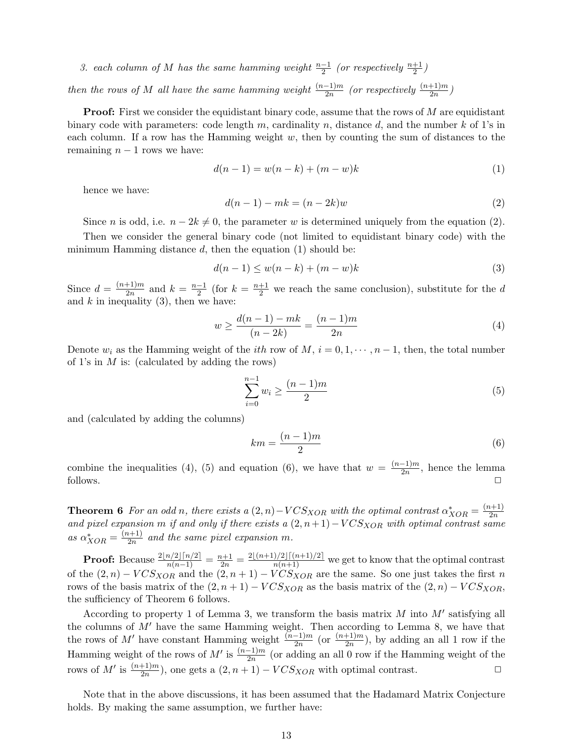*3. each column of $M$ has the same hamming weight $\frac{n-1}{2}$ (or respectively $\frac{n+1}{2}$)*

*then the rows of $M$ all have the same hamming weight $\frac{(n-1)m}{2n}$ (or respectively $\frac{(n+1)m}{2n}$)*

**Proof:** First we consider the equidistant binary code, assume that the rows of $M$ are equidistant binary code with parameters: code length $m$, cardinality $n$, distance $d$, and the number $k$ of 1's in each column. If a row has the Hamming weight $w$, then by counting the sum of distances to the remaining $n-1$ rows we have:

$$d(n-1) = w(n-k) + (m-w)k \tag{1}$$

hence we have:

$$d(n-1) - mk = (n-2k)w \tag{2}$$

Since $n$ is odd, i.e. $n-2k \neq 0$, the parameter $w$ is determined uniquely from the equation (2).

Then we consider the general binary code (not limited to equidistant binary code) with the minimum Hamming distance $d$, then the equation (1) should be:

$$d(n-1) \leq w(n-k) + (m-w)k \tag{3}$$

Since $d = \frac{(n+1)m}{2n}$ and $k = \frac{n-1}{2}$ (for $k = \frac{n+1}{2}$ we reach the same conclusion), substitute for the $d$ and $k$ in inequality (3), then we have:

$$w \geq \frac{d(n-1) - mk}{(n-2k)} = \frac{(n-1)m}{2n} \tag{4}$$

Denote $w_i$ as the Hamming weight of the $ith$ row of $M$, $i = 0, 1, \cdots, n-1$, then, the total number of 1's in $M$ is: (calculated by adding the rows)

$$\sum_{i=0}^{n-1} w_i \geq \frac{(n-1)m}{2} \tag{5}$$

and (calculated by adding the columns)

$$km = \frac{(n-1)m}{2} \tag{6}$$

combine the inequalities (4), (5) and equation (6), we have that $w = \frac{(n-1)m}{2n}$, hence the lemma follows. □

**Theorem 6** *For an odd $n$, there exists a $(2,n)-VCS_{XOR}$ with the optimal contrast $\alpha^*_{XOR} = \frac{(n+1)}{2n}$ and pixel expansion $m$ if and only if there exists a $(2,n+1)-VCS_{XOR}$ with optimal contrast same as $\alpha^*_{XOR} = \frac{(n+1)}{2n}$ and the same pixel expansion $m$.*

**Proof:** Because $\frac{2\lfloor n/2 \rfloor \lceil n/2 \rceil}{n(n-1)} = \frac{n+1}{2n} = \frac{2\lfloor (n+1)/2 \rfloor \lceil (n+1)/2 \rceil}{n(n+1)}$ we get to know that the optimal contrast of the $(2,n)-VCS_{XOR}$ and the $(2,n+1)-VCS_{XOR}$ are the same. So one just takes the first $n$ rows of the basis matrix of the $(2,n+1)-VCS_{XOR}$ as the basis matrix of the $(2,n)-VCS_{XOR}$, the sufficiency of Theorem 6 follows.

According to property 1 of Lemma 3, we transform the basis matrix $M$ into $M'$ satisfying all the columns of $M'$ have the same Hamming weight. Then according to Lemma 8, we have that the rows of $M'$ have constant Hamming weight $\frac{(n-1)m}{2n}$ (or $\frac{(n+1)m}{2n}$), by adding an all 1 row if the Hamming weight of the rows of $M'$ is $\frac{(n-1)m}{2n}$ (or adding an all 0 row if the Hamming weight of the rows of $M'$ is $\frac{(n+1)m}{2n}$), one gets a $(2,n+1)-VCS_{XOR}$ with optimal contrast. □

Note that in the above discussions, it has been assumed that the Hadamard Matrix Conjecture holds. By making the same assumption, we further have: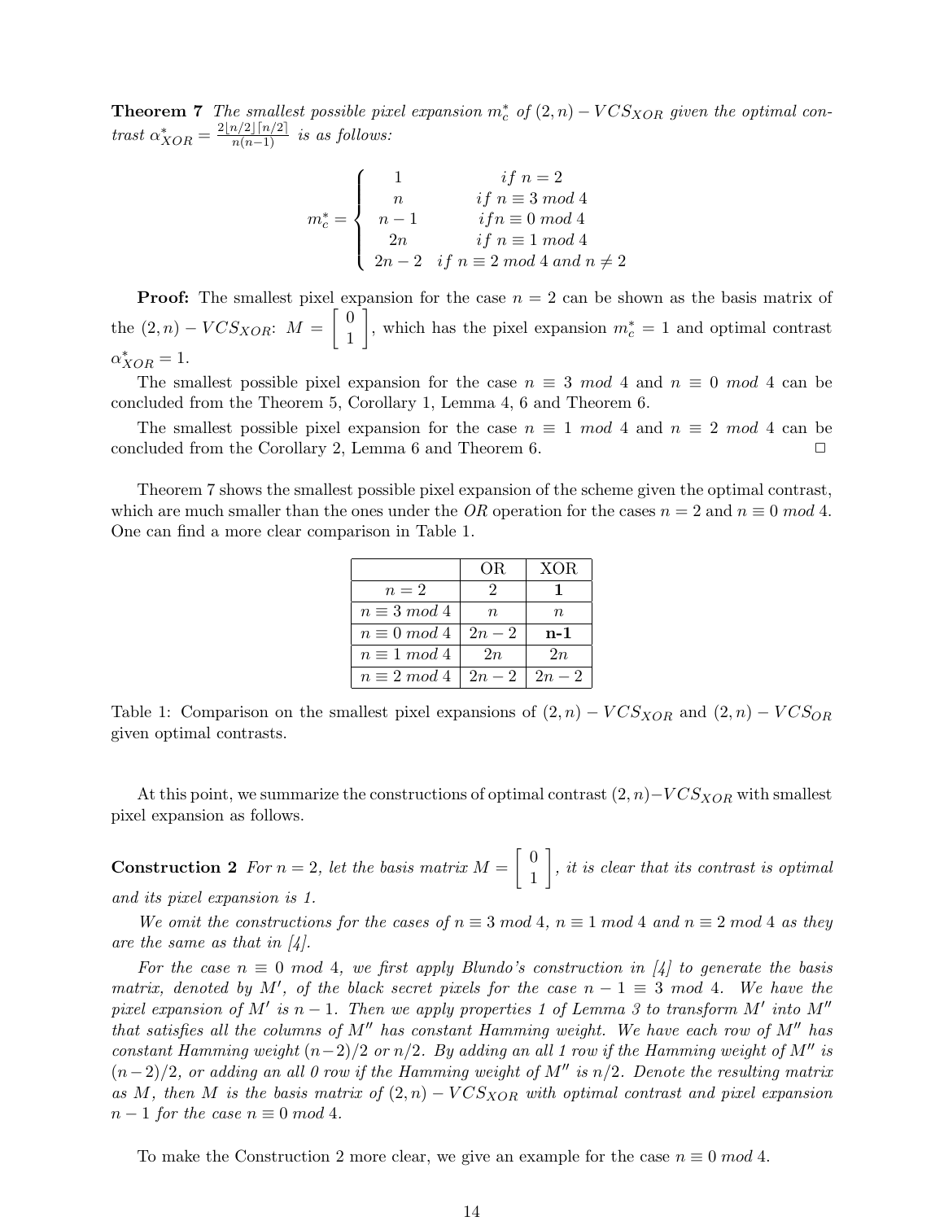**Theorem 7** *The smallest possible pixel expansion $m_c^*$ of $(2, n) - VCS_{XOR}$ given the optimal contrast $\alpha_{XOR}^* = \frac{2\lfloor n/2 \rfloor \lceil n/2 \rceil}{n(n-1)}$ is as follows:*

$$m_c^* = \begin{cases} 1 & if\ n = 2 \\ n & if\ n \equiv 3\ mod\ 4 \\ n-1 & if n \equiv 0\ mod\ 4 \\ 2n & if\ n \equiv 1\ mod\ 4 \\ 2n-2 & if\ n \equiv 2\ mod\ 4\ and\ n \neq 2 \end{cases}$$

**Proof:** The smallest pixel expansion for the case $n = 2$ can be shown as the basis matrix of the $(2, n) - VCS_{XOR}$: $M = \begin{bmatrix} 0 \\ 1 \end{bmatrix}$, which has the pixel expansion $m_c^* = 1$ and optimal contrast $\alpha_{XOR}^* = 1$.

The smallest possible pixel expansion for the case $n \equiv 3\ mod\ 4$ and $n \equiv 0\ mod\ 4$ can be concluded from the Theorem 5, Corollary 1, Lemma 4, 6 and Theorem 6.

The smallest possible pixel expansion for the case $n \equiv 1\ mod\ 4$ and $n \equiv 2\ mod\ 4$ can be concluded from the Corollary 2, Lemma 6 and Theorem 6. □

Theorem 7 shows the smallest possible pixel expansion of the scheme given the optimal contrast, which are much smaller than the ones under the $OR$ operation for the cases $n = 2$ and $n \equiv 0\ mod\ 4$. One can find a more clear comparison in Table 1.

| | OR | XOR |
|---|---|---|
| $n = 2$ | 2 | **1** |
| $n \equiv 3\ mod\ 4$ | $n$ | $n$ |
| $n \equiv 0\ mod\ 4$ | $2n-2$ | **n-1** |
| $n \equiv 1\ mod\ 4$ | $2n$ | $2n$ |
| $n \equiv 2\ mod\ 4$ | $2n-2$ | $2n-2$ |

Table 1: Comparison on the smallest pixel expansions of $(2, n) - VCS_{XOR}$ and $(2, n) - VCS_{OR}$ given optimal contrasts.

At this point, we summarize the constructions of optimal contrast $(2, n) - VCS_{XOR}$ with smallest pixel expansion as follows.

**Construction 2** *For $n = 2$, let the basis matrix $M = \begin{bmatrix} 0 \\ 1 \end{bmatrix}$, it is clear that its contrast is optimal and its pixel expansion is 1.*

*We omit the constructions for the cases of $n \equiv 3\ mod\ 4$, $n \equiv 1\ mod\ 4$ and $n \equiv 2\ mod\ 4$ as they are the same as that in [4].*

*For the case $n \equiv 0\ mod\ 4$, we first apply Blundo's construction in [4] to generate the basis matrix, denoted by $M'$, of the black secret pixels for the case $n - 1 \equiv 3\ mod\ 4$. We have the pixel expansion of $M'$ is $n - 1$. Then we apply properties 1 of Lemma 3 to transform $M'$ into $M''$ that satisfies all the columns of $M''$ has constant Hamming weight. We have each row of $M''$ has constant Hamming weight $(n-2)/2$ or $n/2$. By adding an all 1 row if the Hamming weight of $M''$ is $(n-2)/2$, or adding an all 0 row if the Hamming weight of $M''$ is $n/2$. Denote the resulting matrix as $M$, then $M$ is the basis matrix of $(2, n) - VCS_{XOR}$ with optimal contrast and pixel expansion $n - 1$ for the case $n \equiv 0\ mod\ 4$.*

To make the Construction 2 more clear, we give an example for the case $n \equiv 0\ mod\ 4$.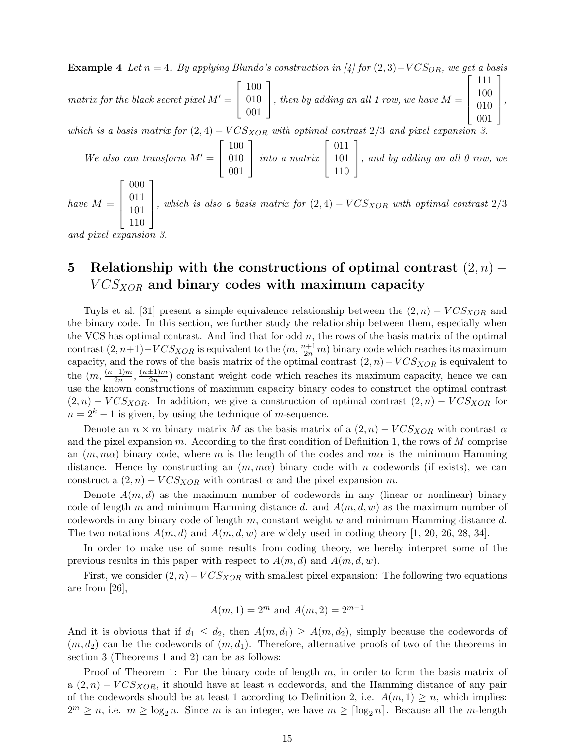**Example 4** *Let $n = 4$. By applying Blundo's construction in [4] for $(2,3)-VCS_{OR}$, we get a basis matrix for the black secret pixel $M' = \begin{bmatrix} 100 \\ 010 \\ 001 \end{bmatrix}$, then by adding an all 1 row, we have $M = \begin{bmatrix} 111 \\ 100 \\ 010 \\ 001 \end{bmatrix}$, which is a basis matrix for $(2,4) - VCS_{XOR}$ with optimal contrast 2/3 and pixel expansion 3.*

*We also can transform $M' = \begin{bmatrix} 100 \\ 010 \\ 001 \end{bmatrix}$ into a matrix $\begin{bmatrix} 011 \\ 101 \\ 110 \end{bmatrix}$, and by adding an all 0 row, we have $M = \begin{bmatrix} 000 \\ 011 \\ 101 \\ 110 \end{bmatrix}$, which is also a basis matrix for $(2,4) - VCS_{XOR}$ with optimal contrast 2/3 and pixel expansion 3.*

## 5 Relationship with the constructions of optimal contrast $(2,n) - VCS_{XOR}$ and binary codes with maximum capacity

Tuyls et al. [31] present a simple equivalence relationship between the $(2,n) - VCS_{XOR}$ and the binary code. In this section, we further study the relationship between them, especially when the VCS has optimal contrast. And find that for odd $n$, the rows of the basis matrix of the optimal contrast $(2, n+1) - VCS_{XOR}$ is equivalent to the $(m, \frac{n+1}{2n}m)$ binary code which reaches its maximum capacity, and the rows of the basis matrix of the optimal contrast $(2,n) - VCS_{XOR}$ is equivalent to the $(m, \frac{(n+1)m}{2n}, \frac{(n\pm1)m}{2n})$ constant weight code which reaches its maximum capacity, hence we can use the known constructions of maximum capacity binary codes to construct the optimal contrast $(2,n) - VCS_{XOR}$. In addition, we give a construction of optimal contrast $(2,n) - VCS_{XOR}$ for $n = 2^k - 1$ is given, by using the technique of $m$-sequence.

Denote an $n \times m$ binary matrix $M$ as the basis matrix of a $(2,n) - VCS_{XOR}$ with contrast $\alpha$ and the pixel expansion $m$. According to the first condition of Definition 1, the rows of $M$ comprise an $(m, m\alpha)$ binary code, where $m$ is the length of the codes and $m\alpha$ is the minimum Hamming distance. Hence by constructing an $(m, m\alpha)$ binary code with $n$ codewords (if exists), we can construct a $(2,n) - VCS_{XOR}$ with contrast $\alpha$ and the pixel expansion $m$.

Denote $A(m,d)$ as the maximum number of codewords in any (linear or nonlinear) binary code of length $m$ and minimum Hamming distance $d$. and $A(m,d,w)$ as the maximum number of codewords in any binary code of length $m$, constant weight $w$ and minimum Hamming distance $d$. The two notations $A(m,d)$ and $A(m,d,w)$ are widely used in coding theory [1, 20, 26, 28, 34].

In order to make use of some results from coding theory, we hereby interpret some of the previous results in this paper with respect to $A(m,d)$ and $A(m,d,w)$.

First, we consider $(2,n) - VCS_{XOR}$ with smallest pixel expansion: The following two equations are from [26],

$$A(m,1) = 2^m \text{ and } A(m,2) = 2^{m-1}$$

And it is obvious that if $d_1 \leq d_2$, then $A(m,d_1) \geq A(m,d_2)$, simply because the codewords of $(m,d_2)$ can be the codewords of $(m,d_1)$. Therefore, alternative proofs of two of the theorems in section 3 (Theorems 1 and 2) can be as follows:

Proof of Theorem 1: For the binary code of length $m$, in order to form the basis matrix of a $(2,n) - VCS_{XOR}$, it should have at least $n$ codewords, and the Hamming distance of any pair of the codewords should be at least 1 according to Definition 2, i.e. $A(m,1) \geq n$, which implies: $2^m \geq n$, i.e. $m \geq \log_2 n$. Since $m$ is an integer, we have $m \geq \lceil \log_2 n \rceil$. Because all the $m$-length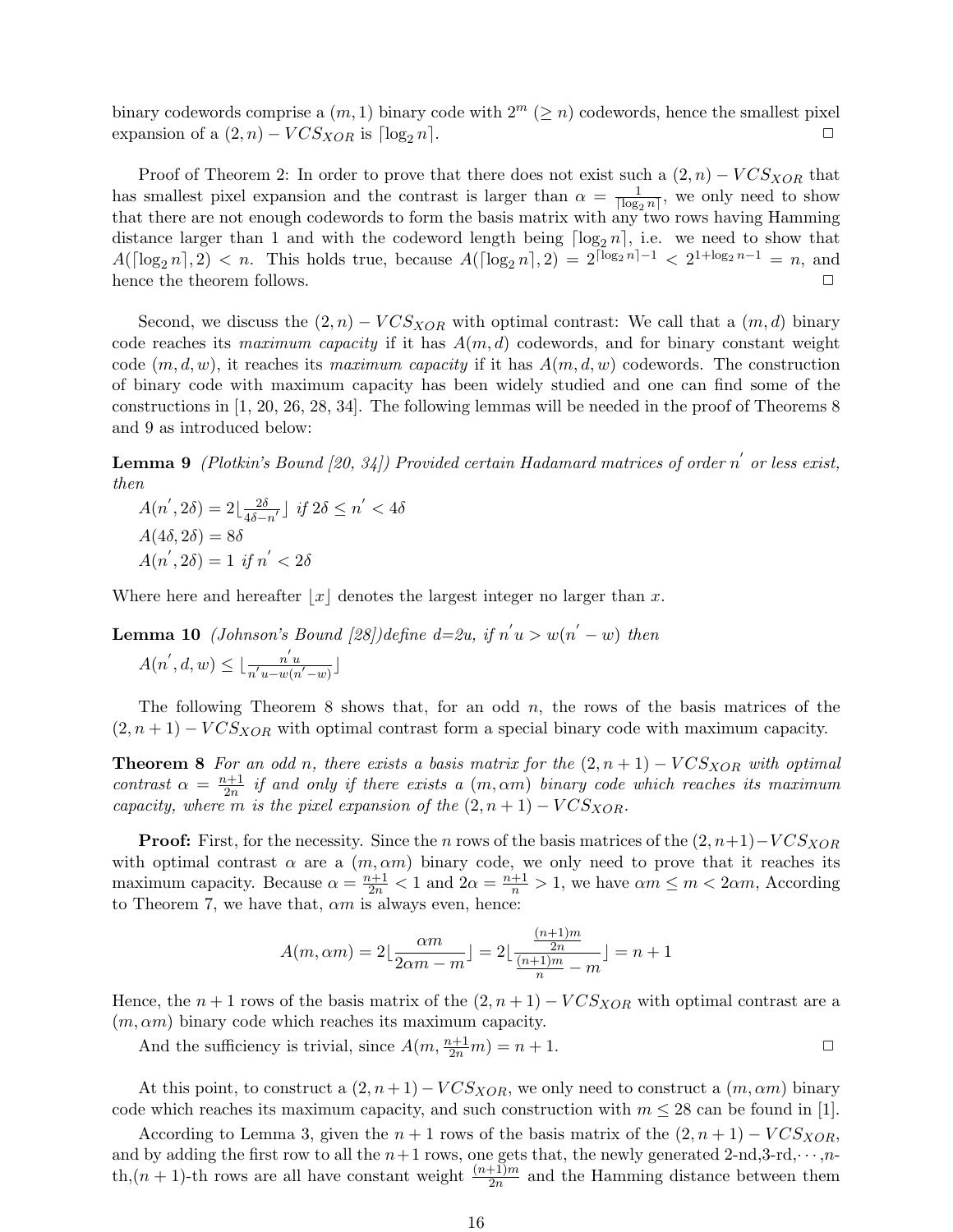binary codewords comprise a $(m, 1)$ binary code with $2^m$ $(\geq n)$ codewords, hence the smallest pixel expansion of a $(2, n) - VCS_{XOR}$ is $\lceil \log_2 n \rceil$. □

Proof of Theorem 2: In order to prove that there does not exist such a $(2, n) - VCS_{XOR}$ that has smallest pixel expansion and the contrast is larger than $\alpha = \frac{1}{\lceil \log_2 n \rceil}$, we only need to show that there are not enough codewords to form the basis matrix with any two rows having Hamming distance larger than 1 and with the codeword length being $\lceil \log_2 n \rceil$, i.e. we need to show that $A(\lceil \log_2 n \rceil, 2) < n$. This holds true, because $A(\lceil \log_2 n \rceil, 2) = 2^{\lceil \log_2 n \rceil - 1} < 2^{1+\log_2 n - 1} = n$, and hence the theorem follows. □

Second, we discuss the $(2, n) - VCS_{XOR}$ with optimal contrast: We call that a $(m, d)$ binary code reaches its *maximum capacity* if it has $A(m, d)$ codewords, and for binary constant weight code $(m, d, w)$, it reaches its *maximum capacity* if it has $A(m, d, w)$ codewords. The construction of binary code with maximum capacity has been widely studied and one can find some of the constructions in [1, 20, 26, 28, 34]. The following lemmas will be needed in the proof of Theorems 8 and 9 as introduced below:

**Lemma 9** *(Plotkin's Bound [20, 34]) Provided certain Hadamard matrices of order $n'$ or less exist, then*

$A(n', 2\delta) = 2\lfloor \frac{2\delta}{4\delta - n'} \rfloor$ *if* $2\delta \leq n' < 4\delta$

$A(4\delta, 2\delta) = 8\delta$

$A(n', 2\delta) = 1$ *if* $n' < 2\delta$

Where here and hereafter $\lfloor x \rfloor$ denotes the largest integer no larger than $x$.

**Lemma 10** *(Johnson's Bound [28])define d=2u, if $n'u > w(n' - w)$ then*

$A(n', d, w) \leq \lfloor \frac{n'u}{n'u - w(n' - w)} \rfloor$

The following Theorem 8 shows that, for an odd $n$, the rows of the basis matrices of the $(2, n+1) - VCS_{XOR}$ with optimal contrast form a special binary code with maximum capacity.

**Theorem 8** *For an odd $n$, there exists a basis matrix for the $(2, n+1) - VCS_{XOR}$ with optimal contrast $\alpha = \frac{n+1}{2n}$ if and only if there exists a $(m, \alpha m)$ binary code which reaches its maximum capacity, where $m$ is the pixel expansion of the $(2, n+1) - VCS_{XOR}$.*

**Proof:** First, for the necessity. Since the $n$ rows of the basis matrices of the $(2, n+1) - VCS_{XOR}$ with optimal contrast $\alpha$ are a $(m, \alpha m)$ binary code, we only need to prove that it reaches its maximum capacity. Because $\alpha = \frac{n+1}{2n} < 1$ and $2\alpha = \frac{n+1}{n} > 1$, we have $\alpha m \leq m < 2\alpha m$, According to Theorem 7, we have that, $\alpha m$ is always even, hence:

$$A(m, \alpha m) = 2\lfloor \frac{\alpha m}{2\alpha m - m} \rfloor = 2\lfloor \frac{\frac{(n+1)m}{2n}}{\frac{(n+1)m}{n} - m} \rfloor = n + 1$$

Hence, the $n + 1$ rows of the basis matrix of the $(2, n+1) - VCS_{XOR}$ with optimal contrast are a $(m, \alpha m)$ binary code which reaches its maximum capacity.

And the sufficiency is trivial, since $A(m, \frac{n+1}{2n}m) = n + 1$. □

At this point, to construct a $(2, n+1) - VCS_{XOR}$, we only need to construct a $(m, \alpha m)$ binary code which reaches its maximum capacity, and such construction with $m \leq 28$ can be found in [1].

According to Lemma 3, given the $n + 1$ rows of the basis matrix of the $(2, n+1) - VCS_{XOR}$, and by adding the first row to all the $n+1$ rows, one gets that, the newly generated 2-nd,3-rd,$\cdots$,$n$-th,$(n+1)$-th rows are all have constant weight $\frac{(n+1)m}{2n}$ and the Hamming distance between them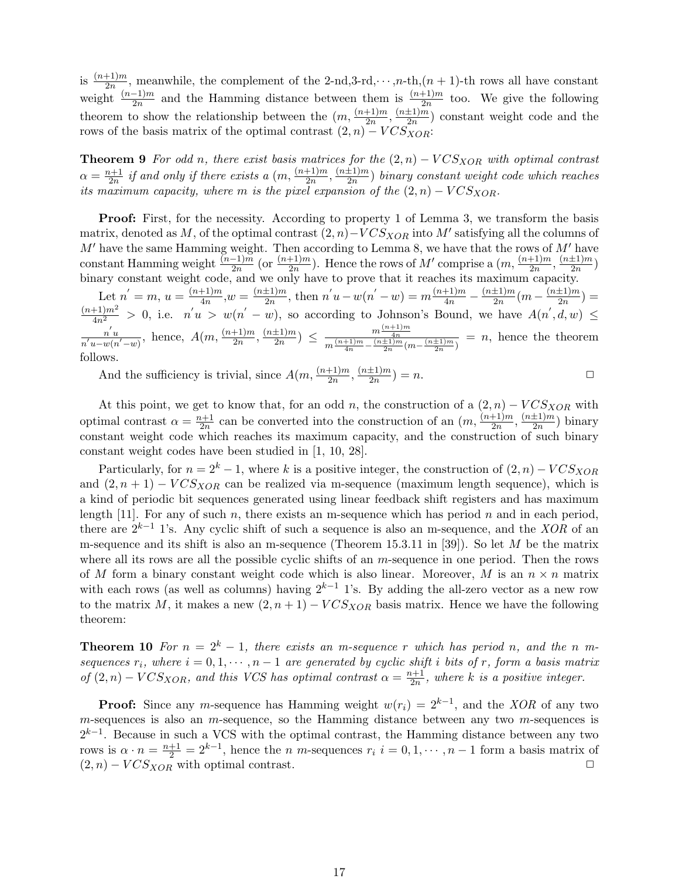is $\frac{(n+1)m}{2n}$, meanwhile, the complement of the 2-nd,3-rd,$\cdots$,$n$-th,$(n+1)$-th rows all have constant weight $\frac{(n-1)m}{2n}$ and the Hamming distance between them is $\frac{(n+1)m}{2n}$ too. We give the following theorem to show the relationship between the $(m, \frac{(n+1)m}{2n}, \frac{(n\pm1)m}{2n})$ constant weight code and the rows of the basis matrix of the optimal contrast $(2, n) - VCS_{XOR}$:

**Theorem 9** *For odd $n$, there exist basis matrices for the $(2, n) - VCS_{XOR}$ with optimal contrast $\alpha = \frac{n+1}{2n}$ if and only if there exists a $(m, \frac{(n+1)m}{2n}, \frac{(n\pm1)m}{2n})$ binary constant weight code which reaches its maximum capacity, where $m$ is the pixel expansion of the $(2, n) - VCS_{XOR}$.*

**Proof:** First, for the necessity. According to property 1 of Lemma 3, we transform the basis matrix, denoted as $M$, of the optimal contrast $(2, n)-VCS_{XOR}$ into $M'$ satisfying all the columns of $M'$ have the same Hamming weight. Then according to Lemma 8, we have that the rows of $M'$ have constant Hamming weight $\frac{(n-1)m}{2n}$ (or $\frac{(n+1)m}{2n}$). Hence the rows of $M'$ comprise a $(m, \frac{(n+1)m}{2n}, \frac{(n\pm1)m}{2n})$ binary constant weight code, and we only have to prove that it reaches its maximum capacity.

Let $n' = m$, $u = \frac{(n+1)m}{4n}$,$w = \frac{(n\pm1)m}{2n}$, then $n'u - w(n' - w) = m\frac{(n+1)m}{4n} - \frac{(n\pm1)m}{2n}(m - \frac{(n\pm1)m}{2n}) = \frac{(n+1)m^2}{4n^2} > 0$, i.e. $n'u > w(n' - w)$, so according to Johnson's Bound, we have $A(n', d, w) \leq \frac{n'u}{n'u - w(n'-w)}$, hence, $A(m, \frac{(n+1)m}{2n}, \frac{(n\pm1)m}{2n}) \leq \frac{m\frac{(n+1)m}{4n}}{m\frac{(n+1)m}{4n} - \frac{(n\pm1)m}{2n}(m - \frac{(n\pm1)m}{2n})} = n$, hence the theorem follows.

And the sufficiency is trivial, since $A(m, \frac{(n+1)m}{2n}, \frac{(n\pm1)m}{2n}) = n$. □

At this point, we get to know that, for an odd $n$, the construction of a $(2, n) - VCS_{XOR}$ with optimal contrast $\alpha = \frac{n+1}{2n}$ can be converted into the construction of an $(m, \frac{(n+1)m}{2n}, \frac{(n\pm1)m}{2n})$ binary constant weight code which reaches its maximum capacity, and the construction of such binary constant weight codes have been studied in [1, 10, 28].

Particularly, for $n = 2^k - 1$, where $k$ is a positive integer, the construction of $(2, n) - VCS_{XOR}$ and $(2, n + 1) - VCS_{XOR}$ can be realized via m-sequence (maximum length sequence), which is a kind of periodic bit sequences generated using linear feedback shift registers and has maximum length [11]. For any of such $n$, there exists an m-sequence which has period $n$ and in each period, there are $2^{k-1}$ 1's. Any cyclic shift of such a sequence is also an m-sequence, and the *XOR* of an m-sequence and its shift is also an m-sequence (Theorem 15.3.11 in [39]). So let $M$ be the matrix where all its rows are all the possible cyclic shifts of an $m$-sequence in one period. Then the rows of $M$ form a binary constant weight code which is also linear. Moreover, $M$ is an $n \times n$ matrix with each rows (as well as columns) having $2^{k-1}$ 1's. By adding the all-zero vector as a new row to the matrix $M$, it makes a new $(2, n+1) - VCS_{XOR}$ basis matrix. Hence we have the following theorem:

**Theorem 10** *For $n = 2^k - 1$, there exists an m-sequence $r$ which has period $n$, and the $n$ m-sequences $r_i$, where $i = 0, 1, \cdots, n-1$ are generated by cyclic shift $i$ bits of $r$, form a basis matrix of $(2, n) - VCS_{XOR}$, and this VCS has optimal contrast $\alpha = \frac{n+1}{2n}$, where $k$ is a positive integer.*

**Proof:** Since any $m$-sequence has Hamming weight $w(r_i) = 2^{k-1}$, and the *XOR* of any two $m$-sequences is also an $m$-sequence, so the Hamming distance between any two $m$-sequences is $2^{k-1}$. Because in such a VCS with the optimal contrast, the Hamming distance between any two rows is $\alpha \cdot n = \frac{n+1}{2} = 2^{k-1}$, hence the $n$ $m$-sequences $r_i$ $i = 0, 1, \cdots, n-1$ form a basis matrix of $(2, n) - VCS_{XOR}$ with optimal contrast. □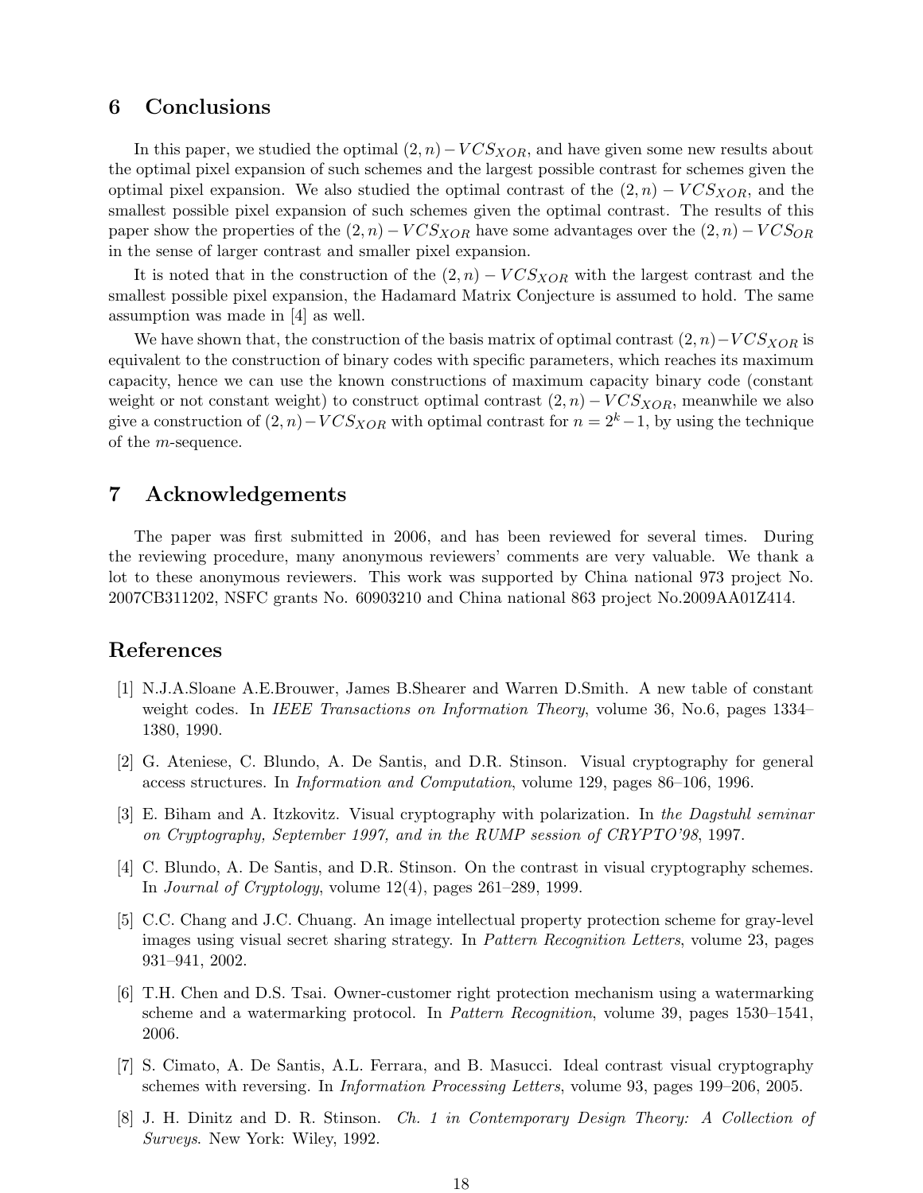## 6 Conclusions

In this paper, we studied the optimal $(2, n) - VCS_{XOR}$, and have given some new results about the optimal pixel expansion of such schemes and the largest possible contrast for schemes given the optimal pixel expansion. We also studied the optimal contrast of the $(2, n) - VCS_{XOR}$, and the smallest possible pixel expansion of such schemes given the optimal contrast. The results of this paper show the properties of the $(2, n) - VCS_{XOR}$ have some advantages over the $(2, n) - VCS_{OR}$ in the sense of larger contrast and smaller pixel expansion.

It is noted that in the construction of the $(2, n) - VCS_{XOR}$ with the largest contrast and the smallest possible pixel expansion, the Hadamard Matrix Conjecture is assumed to hold. The same assumption was made in [4] as well.

We have shown that, the construction of the basis matrix of optimal contrast $(2, n) - VCS_{XOR}$ is equivalent to the construction of binary codes with specific parameters, which reaches its maximum capacity, hence we can use the known constructions of maximum capacity binary code (constant weight or not constant weight) to construct optimal contrast $(2, n) - VCS_{XOR}$, meanwhile we also give a construction of $(2, n) - VCS_{XOR}$ with optimal contrast for $n = 2^k - 1$, by using the technique of the $m$-sequence.

## 7 Acknowledgements

The paper was first submitted in 2006, and has been reviewed for several times. During the reviewing procedure, many anonymous reviewers' comments are very valuable. We thank a lot to these anonymous reviewers. This work was supported by China national 973 project No. 2007CB311202, NSFC grants No. 60903210 and China national 863 project No.2009AA01Z414.

## References

[1] N.J.A.Sloane A.E.Brouwer, James B.Shearer and Warren D.Smith. A new table of constant weight codes. In *IEEE Transactions on Information Theory*, volume 36, No.6, pages 1334–1380, 1990.

[2] G. Ateniese, C. Blundo, A. De Santis, and D.R. Stinson. Visual cryptography for general access structures. In *Information and Computation*, volume 129, pages 86–106, 1996.

[3] E. Biham and A. Itzkovitz. Visual cryptography with polarization. In *the Dagstuhl seminar on Cryptography, September 1997, and in the RUMP session of CRYPTO'98*, 1997.

[4] C. Blundo, A. De Santis, and D.R. Stinson. On the contrast in visual cryptography schemes. In *Journal of Cryptology*, volume 12(4), pages 261–289, 1999.

[5] C.C. Chang and J.C. Chuang. An image intellectual property protection scheme for gray-level images using visual secret sharing strategy. In *Pattern Recognition Letters*, volume 23, pages 931–941, 2002.

[6] T.H. Chen and D.S. Tsai. Owner-customer right protection mechanism using a watermarking scheme and a watermarking protocol. In *Pattern Recognition*, volume 39, pages 1530–1541, 2006.

[7] S. Cimato, A. De Santis, A.L. Ferrara, and B. Masucci. Ideal contrast visual cryptography schemes with reversing. In *Information Processing Letters*, volume 93, pages 199–206, 2005.

[8] J. H. Dinitz and D. R. Stinson. *Ch. 1 in Contemporary Design Theory: A Collection of Surveys*. New York: Wiley, 1992.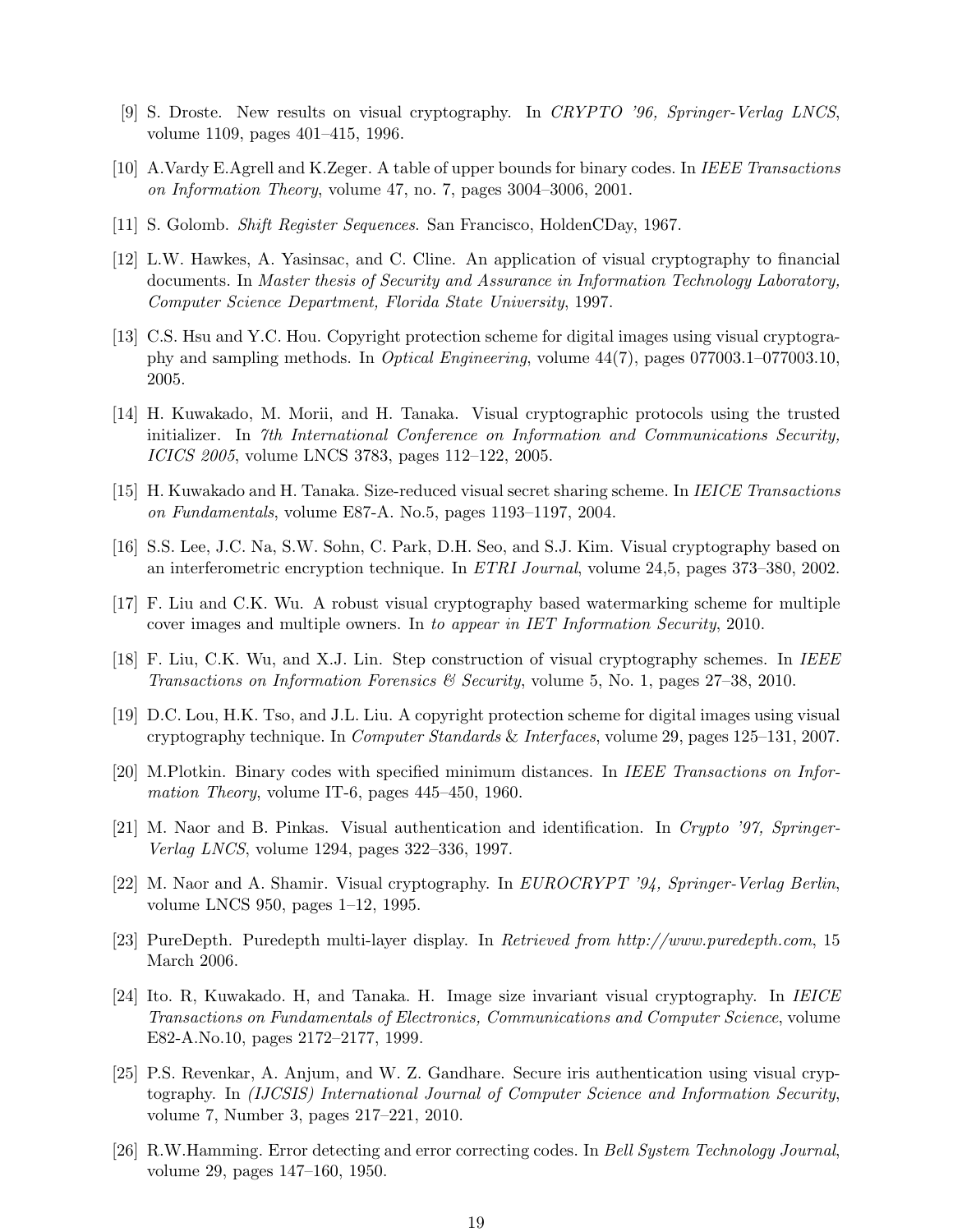[9] S. Droste. New results on visual cryptography. In *CRYPTO '96, Springer-Verlag LNCS*, volume 1109, pages 401–415, 1996.

[10] A.Vardy E.Agrell and K.Zeger. A table of upper bounds for binary codes. In *IEEE Transactions on Information Theory*, volume 47, no. 7, pages 3004–3006, 2001.

[11] S. Golomb. *Shift Register Sequences*. San Francisco, HoldenCDay, 1967.

[12] L.W. Hawkes, A. Yasinsac, and C. Cline. An application of visual cryptography to financial documents. In *Master thesis of Security and Assurance in Information Technology Laboratory, Computer Science Department, Florida State University*, 1997.

[13] C.S. Hsu and Y.C. Hou. Copyright protection scheme for digital images using visual cryptography and sampling methods. In *Optical Engineering*, volume 44(7), pages 077003.1–077003.10, 2005.

[14] H. Kuwakado, M. Morii, and H. Tanaka. Visual cryptographic protocols using the trusted initializer. In *7th International Conference on Information and Communications Security, ICICS 2005*, volume LNCS 3783, pages 112–122, 2005.

[15] H. Kuwakado and H. Tanaka. Size-reduced visual secret sharing scheme. In *IEICE Transactions on Fundamentals*, volume E87-A. No.5, pages 1193–1197, 2004.

[16] S.S. Lee, J.C. Na, S.W. Sohn, C. Park, D.H. Seo, and S.J. Kim. Visual cryptography based on an interferometric encryption technique. In *ETRI Journal*, volume 24,5, pages 373–380, 2002.

[17] F. Liu and C.K. Wu. A robust visual cryptography based watermarking scheme for multiple cover images and multiple owners. In *to appear in IET Information Security*, 2010.

[18] F. Liu, C.K. Wu, and X.J. Lin. Step construction of visual cryptography schemes. In *IEEE Transactions on Information Forensics & Security*, volume 5, No. 1, pages 27–38, 2010.

[19] D.C. Lou, H.K. Tso, and J.L. Liu. A copyright protection scheme for digital images using visual cryptography technique. In *Computer Standards & Interfaces*, volume 29, pages 125–131, 2007.

[20] M.Plotkin. Binary codes with specified minimum distances. In *IEEE Transactions on Information Theory*, volume IT-6, pages 445–450, 1960.

[21] M. Naor and B. Pinkas. Visual authentication and identification. In *Crypto '97, Springer-Verlag LNCS*, volume 1294, pages 322–336, 1997.

[22] M. Naor and A. Shamir. Visual cryptography. In *EUROCRYPT '94, Springer-Verlag Berlin*, volume LNCS 950, pages 1–12, 1995.

[23] PureDepth. Puredepth multi-layer display. In *Retrieved from http://www.puredepth.com*, 15 March 2006.

[24] Ito. R, Kuwakado. H, and Tanaka. H. Image size invariant visual cryptography. In *IEICE Transactions on Fundamentals of Electronics, Communications and Computer Science*, volume E82-A.No.10, pages 2172–2177, 1999.

[25] P.S. Revenkar, A. Anjum, and W. Z. Gandhare. Secure iris authentication using visual cryptography. In *(IJCSIS) International Journal of Computer Science and Information Security*, volume 7, Number 3, pages 217–221, 2010.

[26] R.W.Hamming. Error detecting and error correcting codes. In *Bell System Technology Journal*, volume 29, pages 147–160, 1950.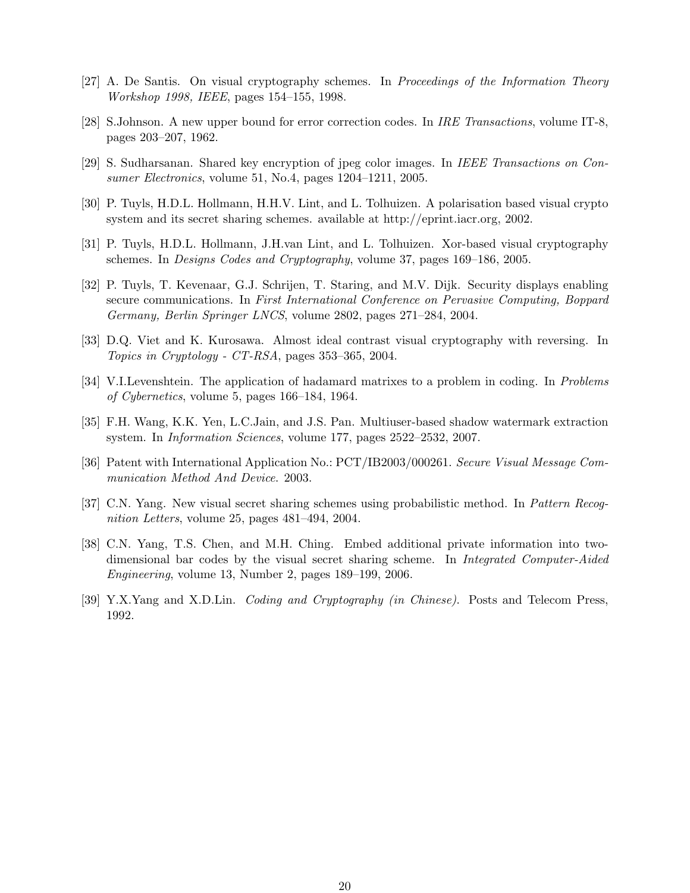[27] A. De Santis. On visual cryptography schemes. In *Proceedings of the Information Theory Workshop 1998, IEEE*, pages 154–155, 1998.

[28] S.Johnson. A new upper bound for error correction codes. In *IRE Transactions*, volume IT-8, pages 203–207, 1962.

[29] S. Sudharsanan. Shared key encryption of jpeg color images. In *IEEE Transactions on Consumer Electronics*, volume 51, No.4, pages 1204–1211, 2005.

[30] P. Tuyls, H.D.L. Hollmann, H.H.V. Lint, and L. Tolhuizen. A polarisation based visual crypto system and its secret sharing schemes. available at http://eprint.iacr.org, 2002.

[31] P. Tuyls, H.D.L. Hollmann, J.H.van Lint, and L. Tolhuizen. Xor-based visual cryptography schemes. In *Designs Codes and Cryptography*, volume 37, pages 169–186, 2005.

[32] P. Tuyls, T. Kevenaar, G.J. Schrijen, T. Staring, and M.V. Dijk. Security displays enabling secure communications. In *First International Conference on Pervasive Computing, Boppard Germany, Berlin Springer LNCS*, volume 2802, pages 271–284, 2004.

[33] D.Q. Viet and K. Kurosawa. Almost ideal contrast visual cryptography with reversing. In *Topics in Cryptology - CT-RSA*, pages 353–365, 2004.

[34] V.I.Levenshtein. The application of hadamard matrixes to a problem in coding. In *Problems of Cybernetics*, volume 5, pages 166–184, 1964.

[35] F.H. Wang, K.K. Yen, L.C.Jain, and J.S. Pan. Multiuser-based shadow watermark extraction system. In *Information Sciences*, volume 177, pages 2522–2532, 2007.

[36] Patent with International Application No.: PCT/IB2003/000261. *Secure Visual Message Communication Method And Device*. 2003.

[37] C.N. Yang. New visual secret sharing schemes using probabilistic method. In *Pattern Recognition Letters*, volume 25, pages 481–494, 2004.

[38] C.N. Yang, T.S. Chen, and M.H. Ching. Embed additional private information into two-dimensional bar codes by the visual secret sharing scheme. In *Integrated Computer-Aided Engineering*, volume 13, Number 2, pages 189–199, 2006.

[39] Y.X.Yang and X.D.Lin. *Coding and Cryptography (in Chinese)*. Posts and Telecom Press, 1992.